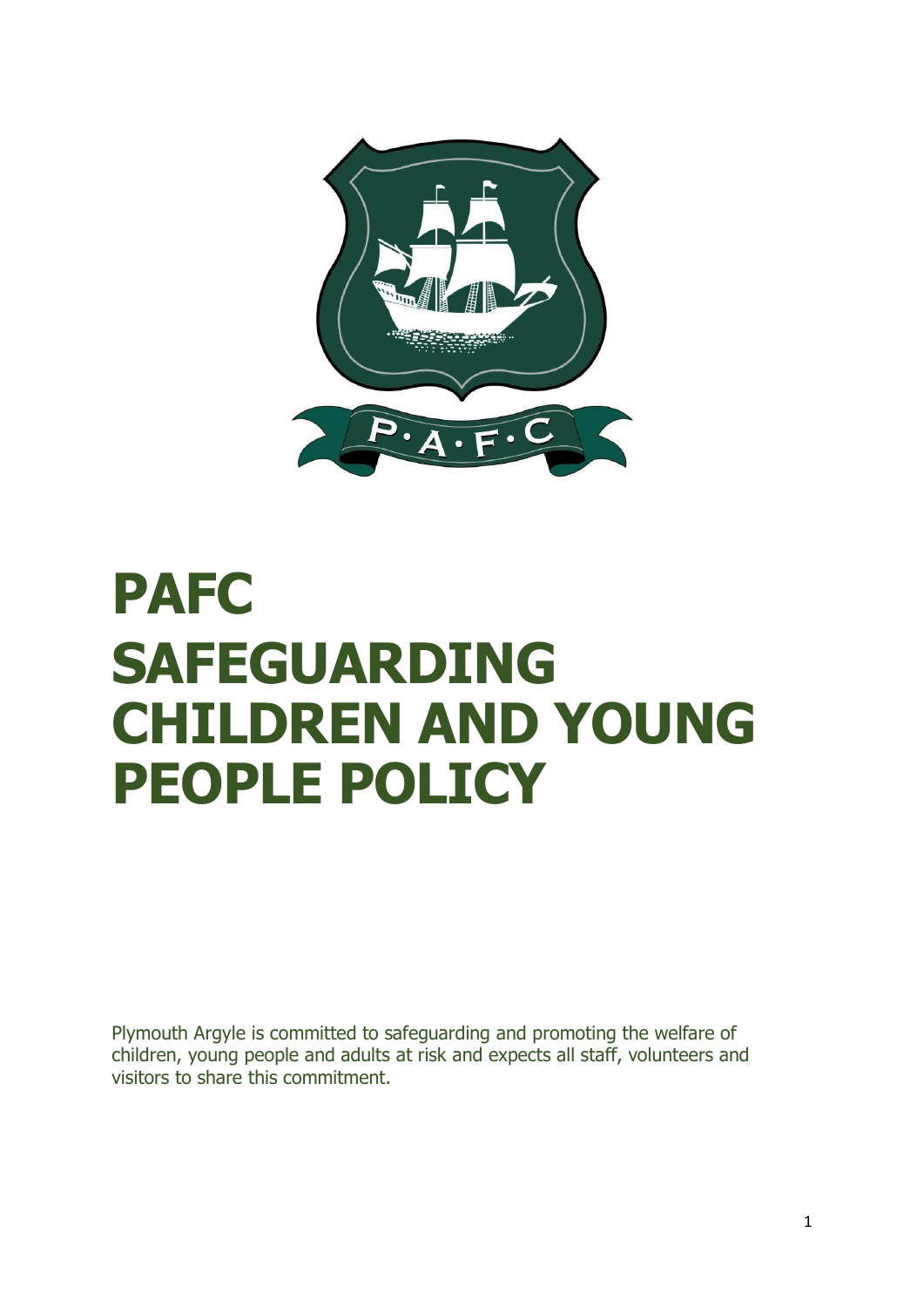# PAFC SAFEGUARDING CHILDREN AND YOUNG PEOPLE POLICY

Plymouth Argyle is committed to safeguarding and promoting the welfare of children, young people and adults at risk and expects all staff, volunteers and visitors to share this commitment.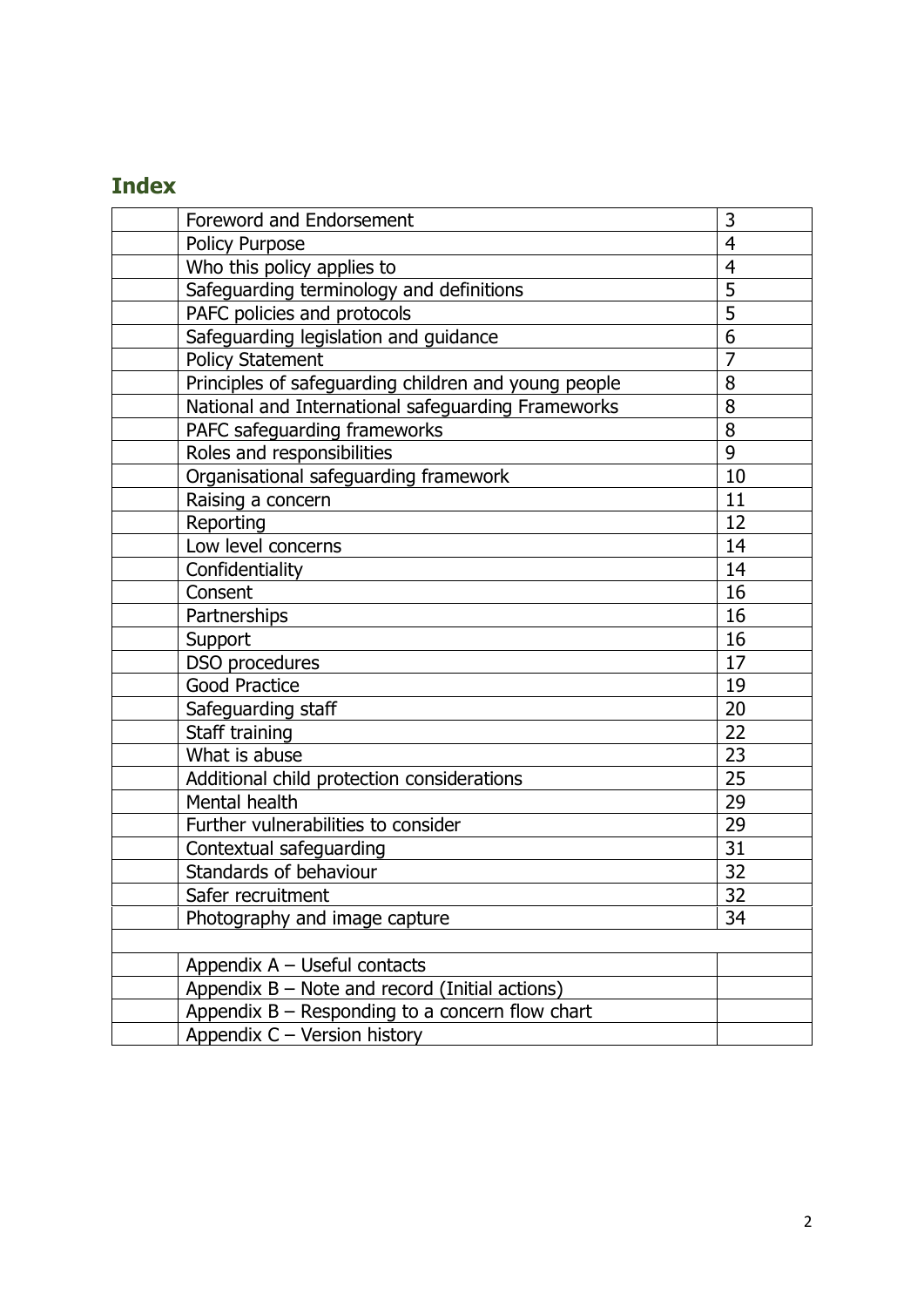## Index

| | | |
|---|---|---|
| | Foreword and Endorsement | 3 |
| | Policy Purpose | 4 |
| | Who this policy applies to | 4 |
| | Safeguarding terminology and definitions | 5 |
| | PAFC policies and protocols | 5 |
| | Safeguarding legislation and guidance | 6 |
| | Policy Statement | 7 |
| | Principles of safeguarding children and young people | 8 |
| | National and International safeguarding Frameworks | 8 |
| | PAFC safeguarding frameworks | 8 |
| | Roles and responsibilities | 9 |
| | Organisational safeguarding framework | 10 |
| | Raising a concern | 11 |
| | Reporting | 12 |
| | Low level concerns | 14 |
| | Confidentiality | 14 |
| | Consent | 16 |
| | Partnerships | 16 |
| | Support | 16 |
| | DSO procedures | 17 |
| | Good Practice | 19 |
| | Safeguarding staff | 20 |
| | Staff training | 22 |
| | What is abuse | 23 |
| | Additional child protection considerations | 25 |
| | Mental health | 29 |
| | Further vulnerabilities to consider | 29 |
| | Contextual safeguarding | 31 |
| | Standards of behaviour | 32 |
| | Safer recruitment | 32 |
| | Photography and image capture | 34 |
| | | |
| | Appendix A – Useful contacts | |
| | Appendix B – Note and record (Initial actions) | |
| | Appendix B – Responding to a concern flow chart | |
| | Appendix C – Version history | |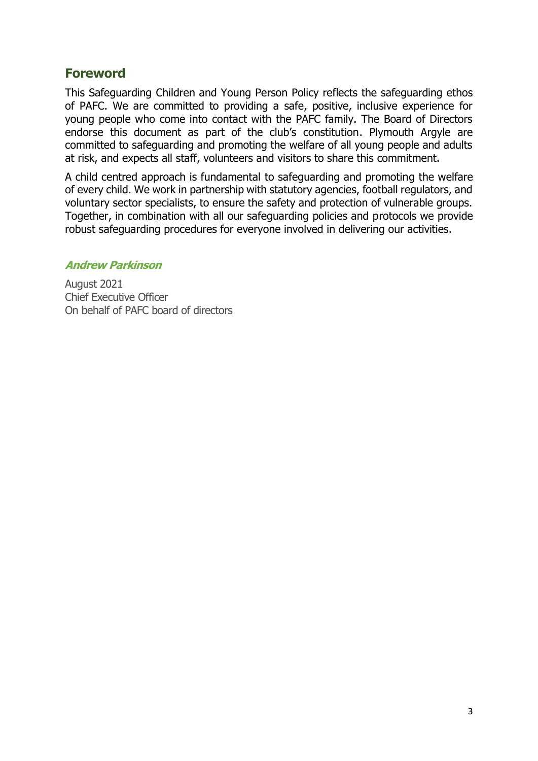## Foreword

This Safeguarding Children and Young Person Policy reflects the safeguarding ethos of PAFC. We are committed to providing a safe, positive, inclusive experience for young people who come into contact with the PAFC family. The Board of Directors endorse this document as part of the club's constitution. Plymouth Argyle are committed to safeguarding and promoting the welfare of all young people and adults at risk, and expects all staff, volunteers and visitors to share this commitment.

A child centred approach is fundamental to safeguarding and promoting the welfare of every child. We work in partnership with statutory agencies, football regulators, and voluntary sector specialists, to ensure the safety and protection of vulnerable groups. Together, in combination with all our safeguarding policies and protocols we provide robust safeguarding procedures for everyone involved in delivering our activities.

***Andrew Parkinson***

August 2021
Chief Executive Officer
On behalf of PAFC board of directors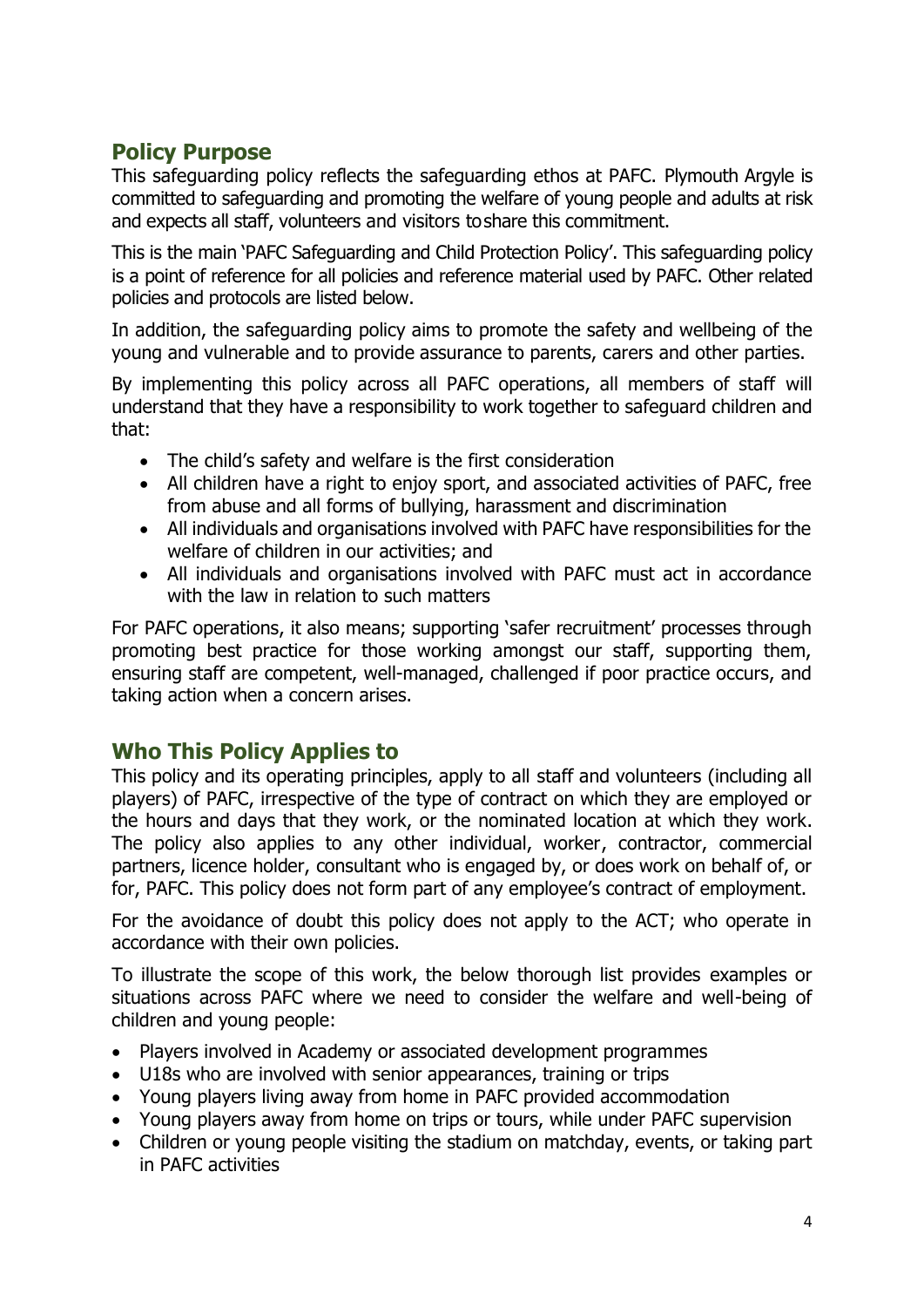## Policy Purpose

This safeguarding policy reflects the safeguarding ethos at PAFC. Plymouth Argyle is committed to safeguarding and promoting the welfare of young people and adults at risk and expects all staff, volunteers and visitors to share this commitment.

This is the main 'PAFC Safeguarding and Child Protection Policy'. This safeguarding policy is a point of reference for all policies and reference material used by PAFC. Other related policies and protocols are listed below.

In addition, the safeguarding policy aims to promote the safety and wellbeing of the young and vulnerable and to provide assurance to parents, carers and other parties.

By implementing this policy across all PAFC operations, all members of staff will understand that they have a responsibility to work together to safeguard children and that:

- The child's safety and welfare is the first consideration
- All children have a right to enjoy sport, and associated activities of PAFC, free from abuse and all forms of bullying, harassment and discrimination
- All individuals and organisations involved with PAFC have responsibilities for the welfare of children in our activities; and
- All individuals and organisations involved with PAFC must act in accordance with the law in relation to such matters

For PAFC operations, it also means; supporting 'safer recruitment' processes through promoting best practice for those working amongst our staff, supporting them, ensuring staff are competent, well-managed, challenged if poor practice occurs, and taking action when a concern arises.

## Who This Policy Applies to

This policy and its operating principles, apply to all staff and volunteers (including all players) of PAFC, irrespective of the type of contract on which they are employed or the hours and days that they work, or the nominated location at which they work. The policy also applies to any other individual, worker, contractor, commercial partners, licence holder, consultant who is engaged by, or does work on behalf of, or for, PAFC. This policy does not form part of any employee's contract of employment.

For the avoidance of doubt this policy does not apply to the ACT; who operate in accordance with their own policies.

To illustrate the scope of this work, the below thorough list provides examples or situations across PAFC where we need to consider the welfare and well-being of children and young people:

- Players involved in Academy or associated development programmes
- U18s who are involved with senior appearances, training or trips
- Young players living away from home in PAFC provided accommodation
- Young players away from home on trips or tours, while under PAFC supervision
- Children or young people visiting the stadium on matchday, events, or taking part in PAFC activities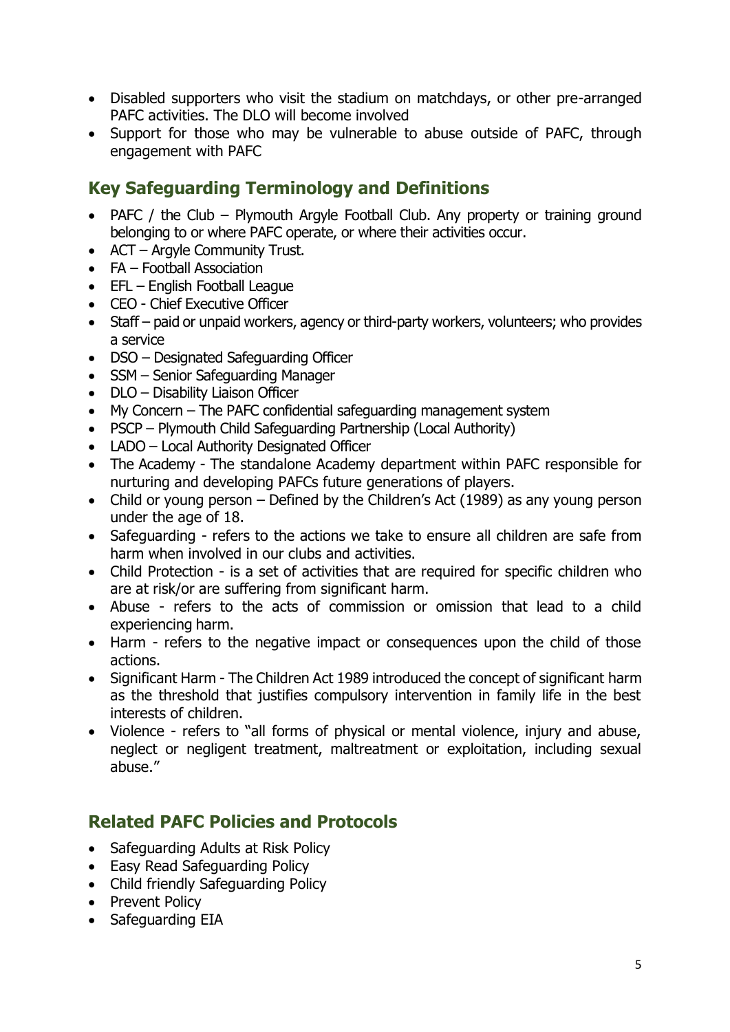- Disabled supporters who visit the stadium on matchdays, or other pre-arranged PAFC activities. The DLO will become involved
- Support for those who may be vulnerable to abuse outside of PAFC, through engagement with PAFC

## Key Safeguarding Terminology and Definitions

- PAFC / the Club – Plymouth Argyle Football Club. Any property or training ground belonging to or where PAFC operate, or where their activities occur.
- ACT – Argyle Community Trust.
- FA – Football Association
- EFL – English Football League
- CEO - Chief Executive Officer
- Staff – paid or unpaid workers, agency or third-party workers, volunteers; who provides a service
- DSO – Designated Safeguarding Officer
- SSM – Senior Safeguarding Manager
- DLO – Disability Liaison Officer
- My Concern – The PAFC confidential safeguarding management system
- PSCP – Plymouth Child Safeguarding Partnership (Local Authority)
- LADO – Local Authority Designated Officer
- The Academy - The standalone Academy department within PAFC responsible for nurturing and developing PAFCs future generations of players.
- Child or young person – Defined by the Children's Act (1989) as any young person under the age of 18.
- Safeguarding - refers to the actions we take to ensure all children are safe from harm when involved in our clubs and activities.
- Child Protection - is a set of activities that are required for specific children who are at risk/or are suffering from significant harm.
- Abuse - refers to the acts of commission or omission that lead to a child experiencing harm.
- Harm - refers to the negative impact or consequences upon the child of those actions.
- Significant Harm - The Children Act 1989 introduced the concept of significant harm as the threshold that justifies compulsory intervention in family life in the best interests of children.
- Violence - refers to "all forms of physical or mental violence, injury and abuse, neglect or negligent treatment, maltreatment or exploitation, including sexual abuse."

## Related PAFC Policies and Protocols

- Safeguarding Adults at Risk Policy
- Easy Read Safeguarding Policy
- Child friendly Safeguarding Policy
- Prevent Policy
- Safeguarding EIA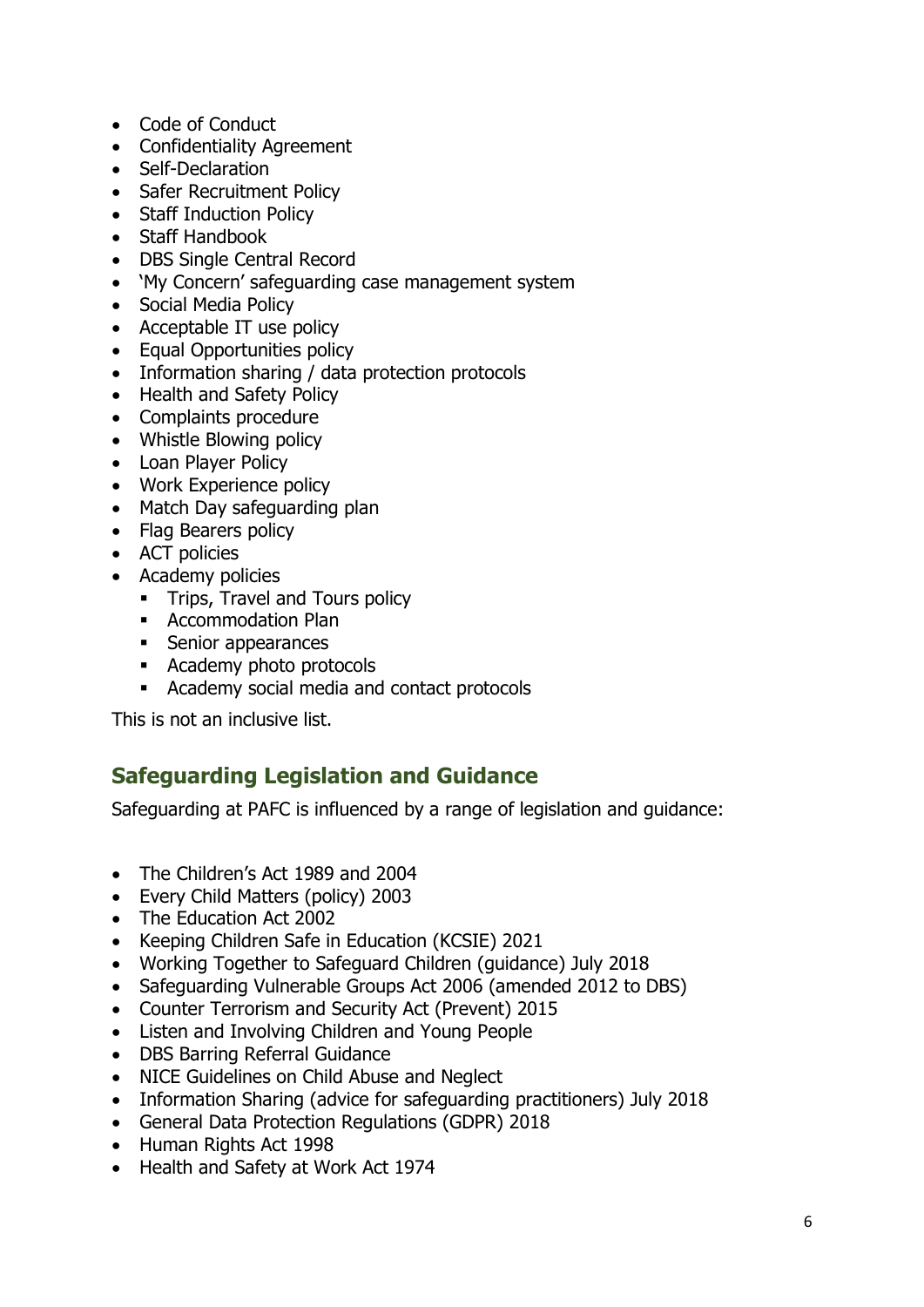- Code of Conduct
- Confidentiality Agreement
- Self-Declaration
- Safer Recruitment Policy
- Staff Induction Policy
- Staff Handbook
- DBS Single Central Record
- 'My Concern' safeguarding case management system
- Social Media Policy
- Acceptable IT use policy
- Equal Opportunities policy
- Information sharing / data protection protocols
- Health and Safety Policy
- Complaints procedure
- Whistle Blowing policy
- Loan Player Policy
- Work Experience policy
- Match Day safeguarding plan
- Flag Bearers policy
- ACT policies
- Academy policies
  - Trips, Travel and Tours policy
  - Accommodation Plan
  - Senior appearances
  - Academy photo protocols
  - Academy social media and contact protocols

This is not an inclusive list.

## Safeguarding Legislation and Guidance

Safeguarding at PAFC is influenced by a range of legislation and guidance:

- The Children's Act 1989 and 2004
- Every Child Matters (policy) 2003
- The Education Act 2002
- Keeping Children Safe in Education (KCSIE) 2021
- Working Together to Safeguard Children (guidance) July 2018
- Safeguarding Vulnerable Groups Act 2006 (amended 2012 to DBS)
- Counter Terrorism and Security Act (Prevent) 2015
- Listen and Involving Children and Young People
- DBS Barring Referral Guidance
- NICE Guidelines on Child Abuse and Neglect
- Information Sharing (advice for safeguarding practitioners) July 2018
- General Data Protection Regulations (GDPR) 2018
- Human Rights Act 1998
- Health and Safety at Work Act 1974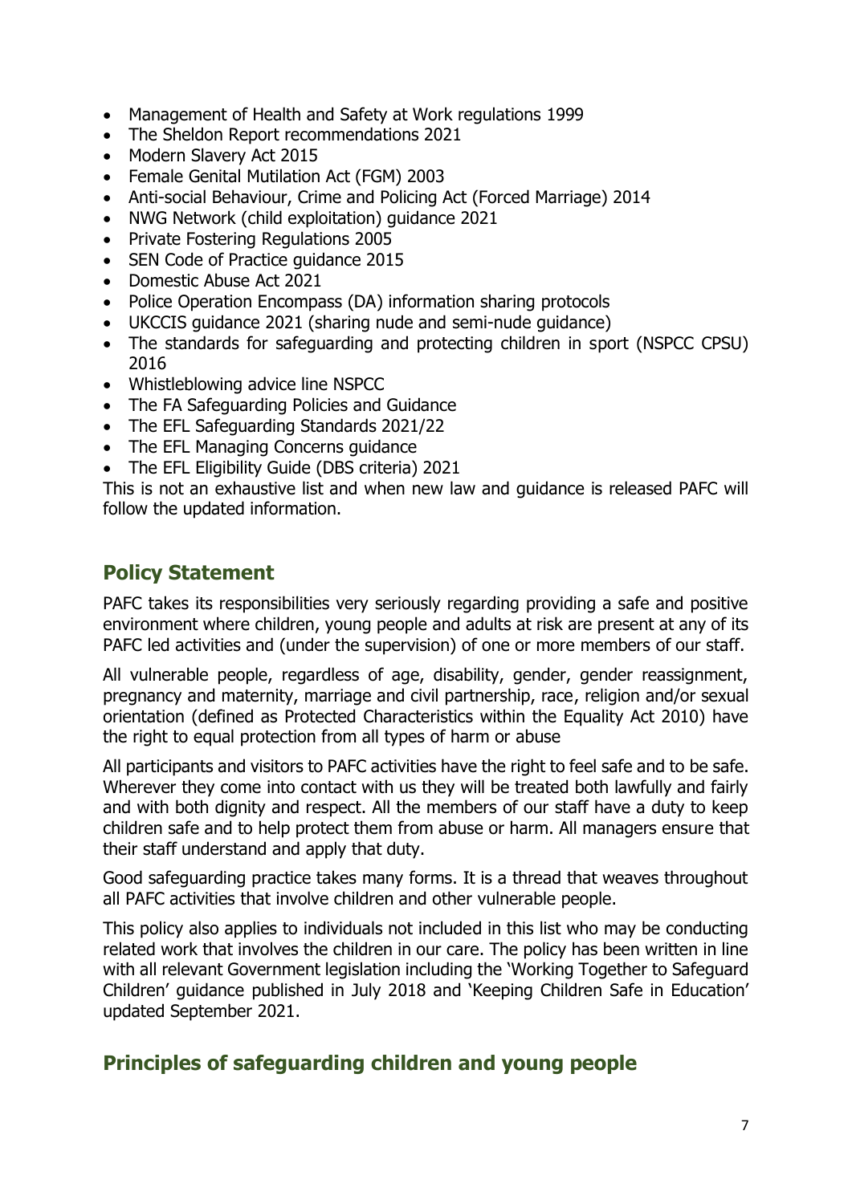- Management of Health and Safety at Work regulations 1999
- The Sheldon Report recommendations 2021
- Modern Slavery Act 2015
- Female Genital Mutilation Act (FGM) 2003
- Anti-social Behaviour, Crime and Policing Act (Forced Marriage) 2014
- NWG Network (child exploitation) guidance 2021
- Private Fostering Regulations 2005
- SEN Code of Practice guidance 2015
- Domestic Abuse Act 2021
- Police Operation Encompass (DA) information sharing protocols
- UKCCIS guidance 2021 (sharing nude and semi-nude guidance)
- The standards for safeguarding and protecting children in sport (NSPCC CPSU) 2016
- Whistleblowing advice line NSPCC
- The FA Safeguarding Policies and Guidance
- The EFL Safeguarding Standards 2021/22
- The EFL Managing Concerns guidance
- The EFL Eligibility Guide (DBS criteria) 2021

This is not an exhaustive list and when new law and guidance is released PAFC will follow the updated information.

## Policy Statement

PAFC takes its responsibilities very seriously regarding providing a safe and positive environment where children, young people and adults at risk are present at any of its PAFC led activities and (under the supervision) of one or more members of our staff.

All vulnerable people, regardless of age, disability, gender, gender reassignment, pregnancy and maternity, marriage and civil partnership, race, religion and/or sexual orientation (defined as Protected Characteristics within the Equality Act 2010) have the right to equal protection from all types of harm or abuse

All participants and visitors to PAFC activities have the right to feel safe and to be safe. Wherever they come into contact with us they will be treated both lawfully and fairly and with both dignity and respect. All the members of our staff have a duty to keep children safe and to help protect them from abuse or harm. All managers ensure that their staff understand and apply that duty.

Good safeguarding practice takes many forms. It is a thread that weaves throughout all PAFC activities that involve children and other vulnerable people.

This policy also applies to individuals not included in this list who may be conducting related work that involves the children in our care. The policy has been written in line with all relevant Government legislation including the 'Working Together to Safeguard Children' guidance published in July 2018 and 'Keeping Children Safe in Education' updated September 2021.

## Principles of safeguarding children and young people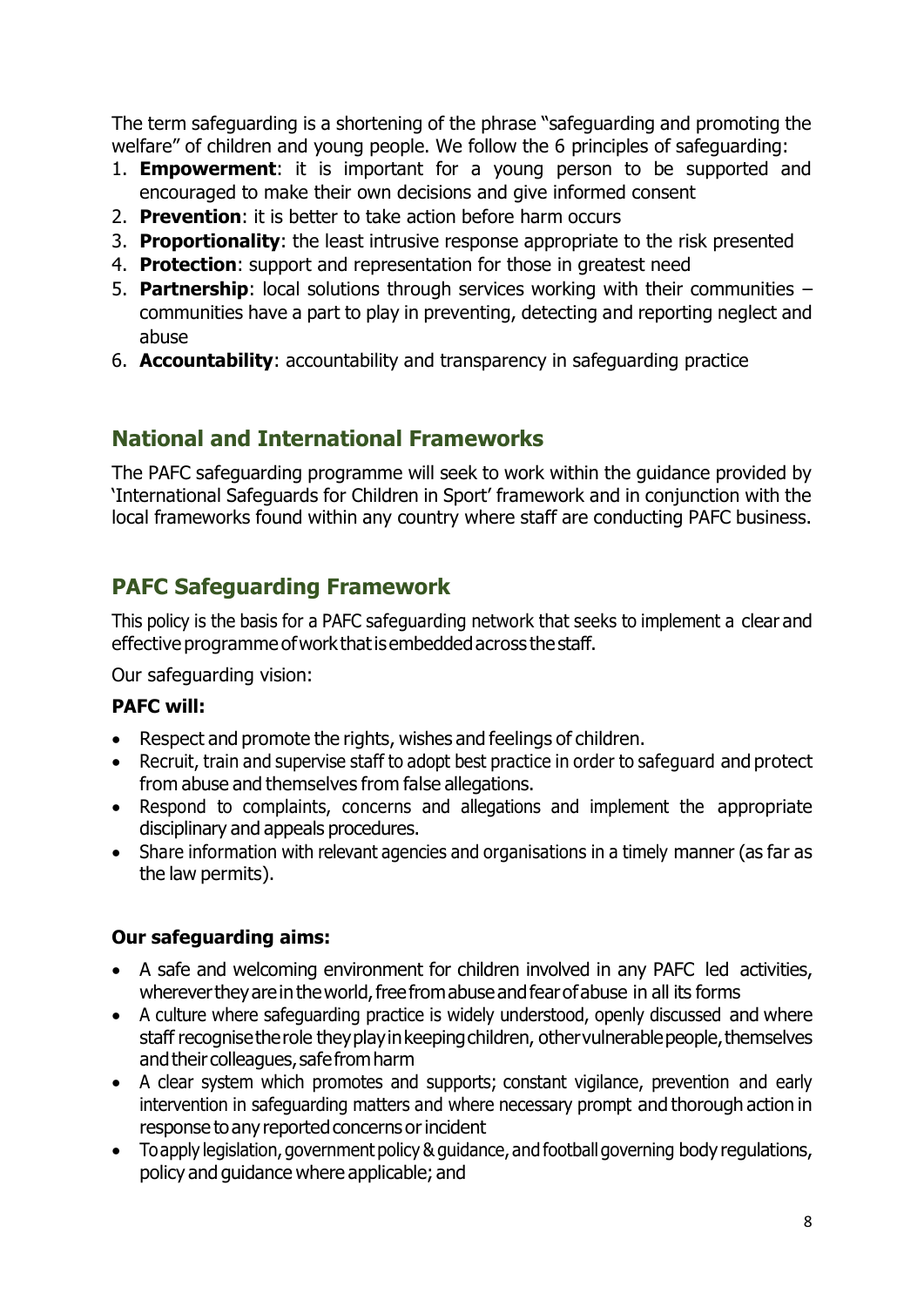The term safeguarding is a shortening of the phrase "safeguarding and promoting the welfare" of children and young people. We follow the 6 principles of safeguarding:

1. **Empowerment**: it is important for a young person to be supported and encouraged to make their own decisions and give informed consent
2. **Prevention**: it is better to take action before harm occurs
3. **Proportionality**: the least intrusive response appropriate to the risk presented
4. **Protection**: support and representation for those in greatest need
5. **Partnership**: local solutions through services working with their communities – communities have a part to play in preventing, detecting and reporting neglect and abuse
6. **Accountability**: accountability and transparency in safeguarding practice

## National and International Frameworks

The PAFC safeguarding programme will seek to work within the guidance provided by 'International Safeguards for Children in Sport' framework and in conjunction with the local frameworks found within any country where staff are conducting PAFC business.

## PAFC Safeguarding Framework

This policy is the basis for a PAFC safeguarding network that seeks to implement a clear and effective programme of work that is embedded across the staff.

Our safeguarding vision:

**PAFC will:**

- Respect and promote the rights, wishes and feelings of children.
- Recruit, train and supervise staff to adopt best practice in order to safeguard and protect from abuse and themselves from false allegations.
- Respond to complaints, concerns and allegations and implement the appropriate disciplinary and appeals procedures.
- Share information with relevant agencies and organisations in a timely manner (as far as the law permits).

**Our safeguarding aims:**

- A safe and welcoming environment for children involved in any PAFC led activities, wherever they are in the world, free from abuse and fear of abuse in all its forms
- A culture where safeguarding practice is widely understood, openly discussed and where staff recognise the role they play in keeping children, other vulnerable people, themselves and their colleagues, safe from harm
- A clear system which promotes and supports; constant vigilance, prevention and early intervention in safeguarding matters and where necessary prompt and thorough action in response to any reported concerns or incident
- To apply legislation, government policy & guidance, and football governing body regulations, policy and guidance where applicable; and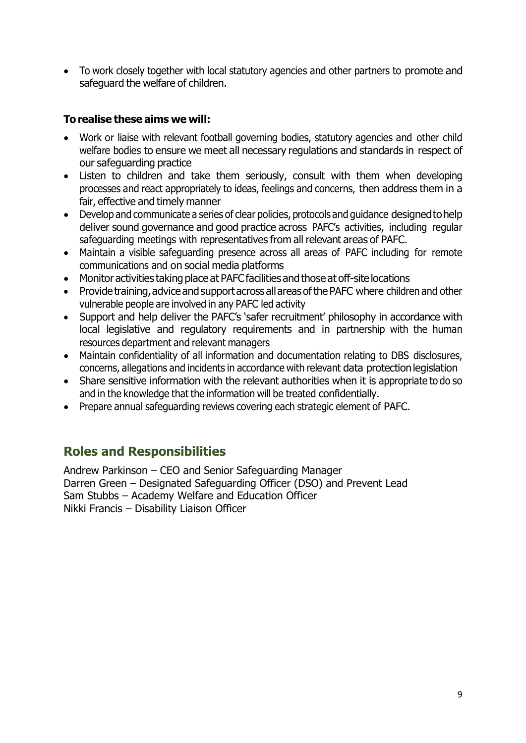- To work closely together with local statutory agencies and other partners to promote and safeguard the welfare of children.

**To realise these aims we will:**

- Work or liaise with relevant football governing bodies, statutory agencies and other child welfare bodies to ensure we meet all necessary regulations and standards in respect of our safeguarding practice
- Listen to children and take them seriously, consult with them when developing processes and react appropriately to ideas, feelings and concerns, then address them in a fair, effective and timely manner
- Develop and communicate a series of clear policies, protocols and guidance designed to help deliver sound governance and good practice across PAFC's activities, including regular safeguarding meetings with representatives from all relevant areas of PAFC.
- Maintain a visible safeguarding presence across all areas of PAFC including for remote communications and on social media platforms
- Monitor activities taking place at PAFC facilities and those at off-site locations
- Provide training, advice and support across all areas of the PAFC where children and other vulnerable people are involved in any PAFC led activity
- Support and help deliver the PAFC's 'safer recruitment' philosophy in accordance with local legislative and regulatory requirements and in partnership with the human resources department and relevant managers
- Maintain confidentiality of all information and documentation relating to DBS disclosures, concerns, allegations and incidents in accordance with relevant data protection legislation
- Share sensitive information with the relevant authorities when it is appropriate to do so and in the knowledge that the information will be treated confidentially.
- Prepare annual safeguarding reviews covering each strategic element of PAFC.

## Roles and Responsibilities

Andrew Parkinson – CEO and Senior Safeguarding Manager
Darren Green – Designated Safeguarding Officer (DSO) and Prevent Lead
Sam Stubbs – Academy Welfare and Education Officer
Nikki Francis – Disability Liaison Officer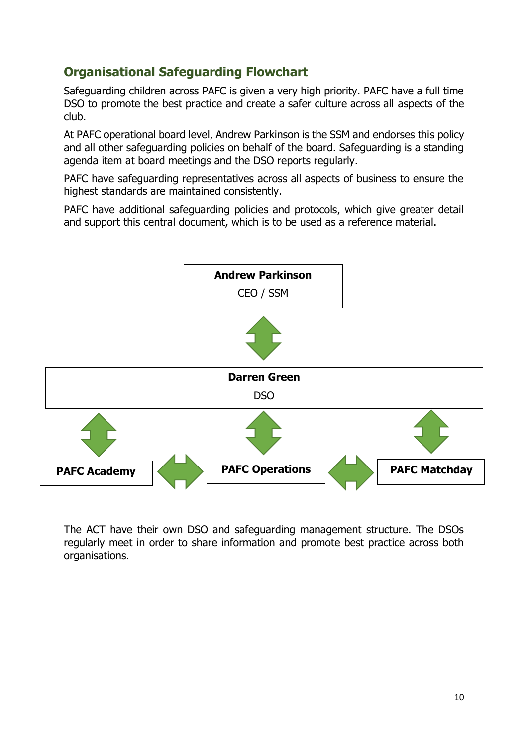## Organisational Safeguarding Flowchart

Safeguarding children across PAFC is given a very high priority. PAFC have a full time DSO to promote the best practice and create a safer culture across all aspects of the club.

At PAFC operational board level, Andrew Parkinson is the SSM and endorses this policy and all other safeguarding policies on behalf of the board. Safeguarding is a standing agenda item at board meetings and the DSO reports regularly.

PAFC have safeguarding representatives across all aspects of business to ensure the highest standards are maintained consistently.

PAFC have additional safeguarding policies and protocols, which give greater detail and support this central document, which is to be used as a reference material.

**Andrew Parkinson**
CEO / SSM

↕

**Darren Green**
DSO

↕ ↕ ↕

**PAFC Academy** ↔ **PAFC Operations** ↔ **PAFC Matchday**

The ACT have their own DSO and safeguarding management structure. The DSOs regularly meet in order to share information and promote best practice across both organisations.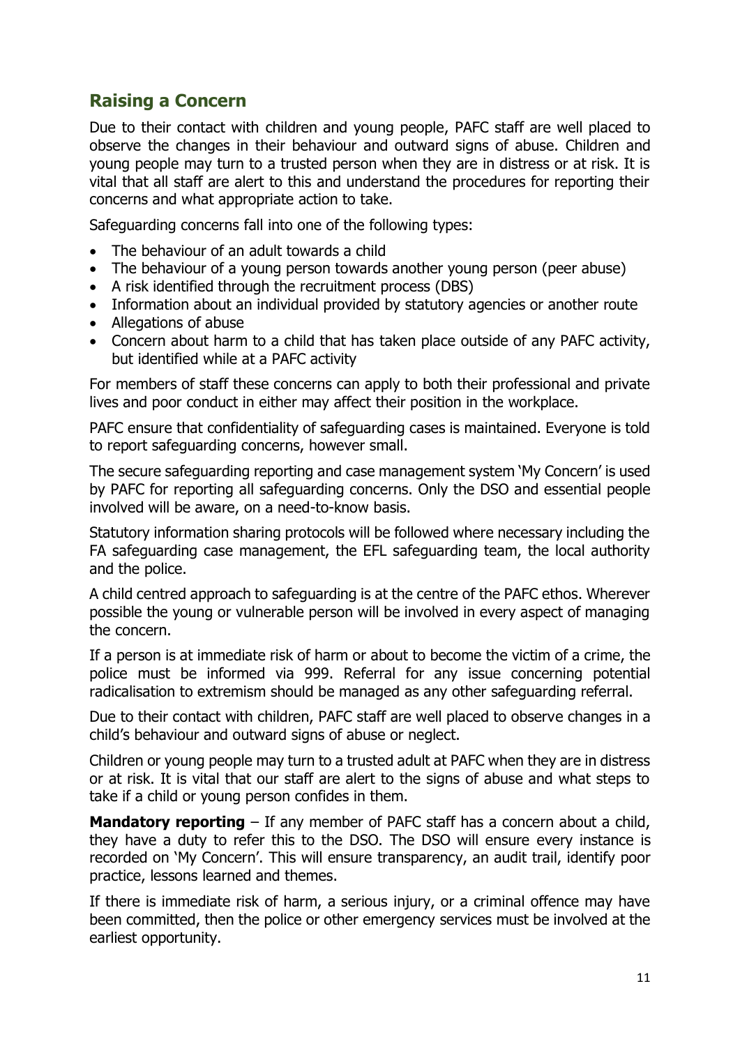## Raising a Concern

Due to their contact with children and young people, PAFC staff are well placed to observe the changes in their behaviour and outward signs of abuse. Children and young people may turn to a trusted person when they are in distress or at risk. It is vital that all staff are alert to this and understand the procedures for reporting their concerns and what appropriate action to take.

Safeguarding concerns fall into one of the following types:

- The behaviour of an adult towards a child
- The behaviour of a young person towards another young person (peer abuse)
- A risk identified through the recruitment process (DBS)
- Information about an individual provided by statutory agencies or another route
- Allegations of abuse
- Concern about harm to a child that has taken place outside of any PAFC activity, but identified while at a PAFC activity

For members of staff these concerns can apply to both their professional and private lives and poor conduct in either may affect their position in the workplace.

PAFC ensure that confidentiality of safeguarding cases is maintained. Everyone is told to report safeguarding concerns, however small.

The secure safeguarding reporting and case management system 'My Concern' is used by PAFC for reporting all safeguarding concerns. Only the DSO and essential people involved will be aware, on a need-to-know basis.

Statutory information sharing protocols will be followed where necessary including the FA safeguarding case management, the EFL safeguarding team, the local authority and the police.

A child centred approach to safeguarding is at the centre of the PAFC ethos. Wherever possible the young or vulnerable person will be involved in every aspect of managing the concern.

If a person is at immediate risk of harm or about to become the victim of a crime, the police must be informed via 999. Referral for any issue concerning potential radicalisation to extremism should be managed as any other safeguarding referral.

Due to their contact with children, PAFC staff are well placed to observe changes in a child's behaviour and outward signs of abuse or neglect.

Children or young people may turn to a trusted adult at PAFC when they are in distress or at risk. It is vital that our staff are alert to the signs of abuse and what steps to take if a child or young person confides in them.

**Mandatory reporting** – If any member of PAFC staff has a concern about a child, they have a duty to refer this to the DSO. The DSO will ensure every instance is recorded on 'My Concern'. This will ensure transparency, an audit trail, identify poor practice, lessons learned and themes.

If there is immediate risk of harm, a serious injury, or a criminal offence may have been committed, then the police or other emergency services must be involved at the earliest opportunity.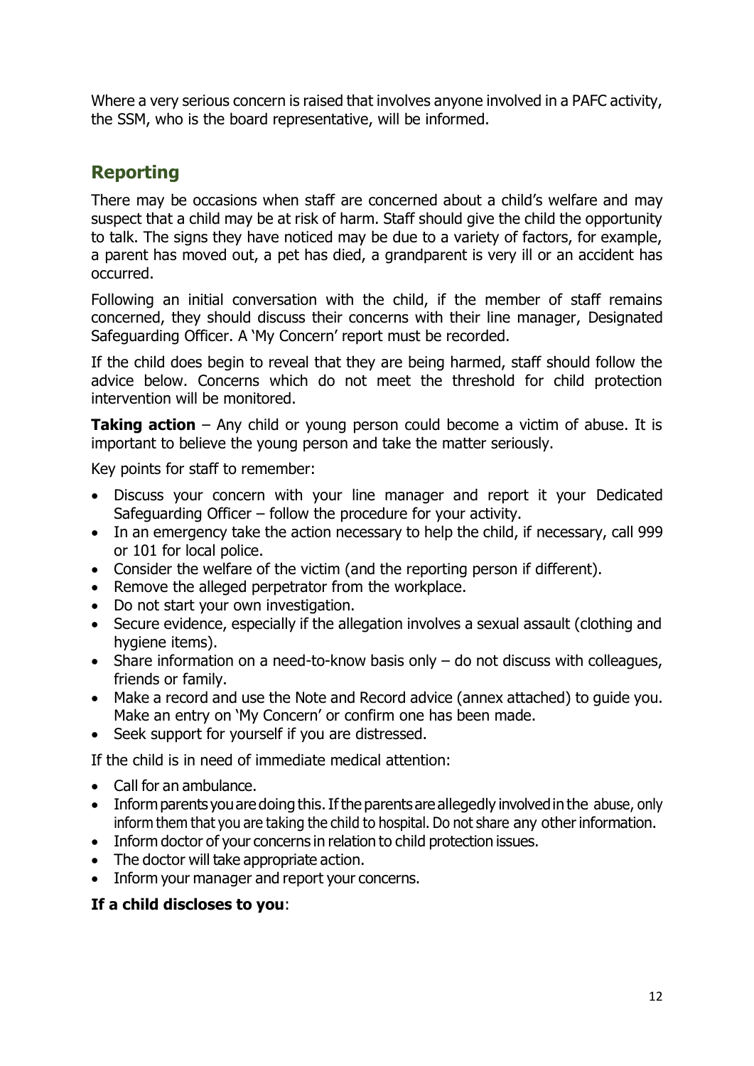Where a very serious concern is raised that involves anyone involved in a PAFC activity, the SSM, who is the board representative, will be informed.

## Reporting

There may be occasions when staff are concerned about a child's welfare and may suspect that a child may be at risk of harm. Staff should give the child the opportunity to talk. The signs they have noticed may be due to a variety of factors, for example, a parent has moved out, a pet has died, a grandparent is very ill or an accident has occurred.

Following an initial conversation with the child, if the member of staff remains concerned, they should discuss their concerns with their line manager, Designated Safeguarding Officer. A 'My Concern' report must be recorded.

If the child does begin to reveal that they are being harmed, staff should follow the advice below. Concerns which do not meet the threshold for child protection intervention will be monitored.

**Taking action** – Any child or young person could become a victim of abuse. It is important to believe the young person and take the matter seriously.

Key points for staff to remember:

- Discuss your concern with your line manager and report it your Dedicated Safeguarding Officer – follow the procedure for your activity.
- In an emergency take the action necessary to help the child, if necessary, call 999 or 101 for local police.
- Consider the welfare of the victim (and the reporting person if different).
- Remove the alleged perpetrator from the workplace.
- Do not start your own investigation.
- Secure evidence, especially if the allegation involves a sexual assault (clothing and hygiene items).
- Share information on a need-to-know basis only – do not discuss with colleagues, friends or family.
- Make a record and use the Note and Record advice (annex attached) to guide you. Make an entry on 'My Concern' or confirm one has been made.
- Seek support for yourself if you are distressed.

If the child is in need of immediate medical attention:

- Call for an ambulance.
- Inform parents you are doing this. If the parents are allegedly involved in the abuse, only inform them that you are taking the child to hospital. Do not share any other information.
- Inform doctor of your concerns in relation to child protection issues.
- The doctor will take appropriate action.
- Inform your manager and report your concerns.

**If a child discloses to you**: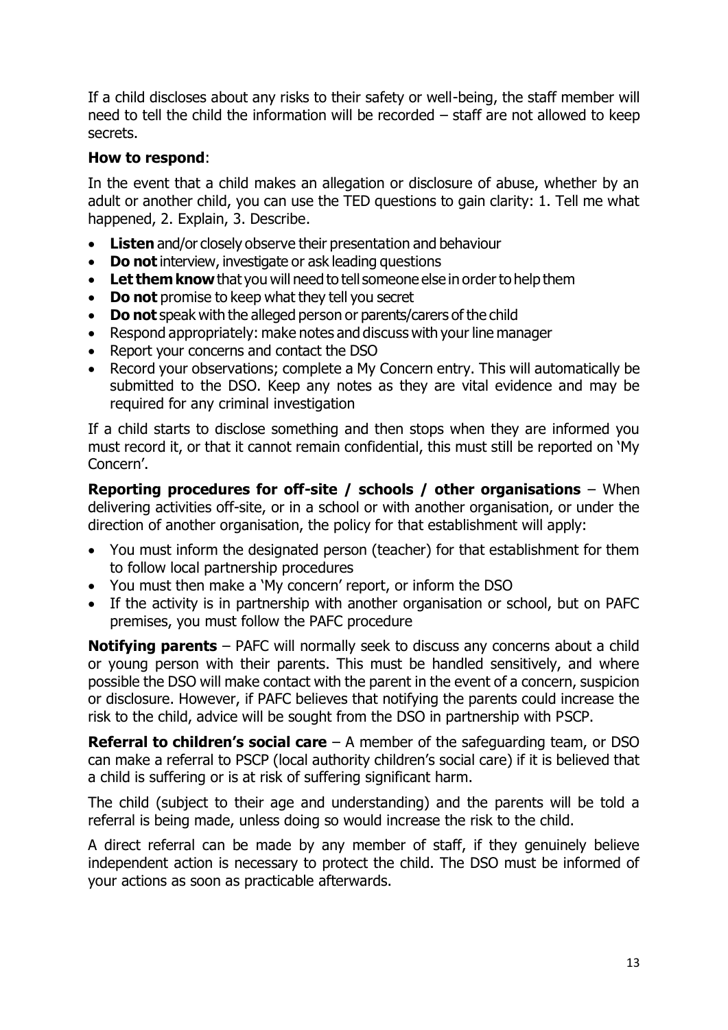If a child discloses about any risks to their safety or well-being, the staff member will need to tell the child the information will be recorded – staff are not allowed to keep secrets.

**How to respond**:

In the event that a child makes an allegation or disclosure of abuse, whether by an adult or another child, you can use the TED questions to gain clarity: 1. Tell me what happened, 2. Explain, 3. Describe.

- **Listen** and/or closely observe their presentation and behaviour
- **Do not** interview, investigate or ask leading questions
- **Let them know** that you will need to tell someone else in order to help them
- **Do not** promise to keep what they tell you secret
- **Do not** speak with the alleged person or parents/carers of the child
- Respond appropriately: make notes and discuss with your line manager
- Report your concerns and contact the DSO
- Record your observations; complete a My Concern entry. This will automatically be submitted to the DSO. Keep any notes as they are vital evidence and may be required for any criminal investigation

If a child starts to disclose something and then stops when they are informed you must record it, or that it cannot remain confidential, this must still be reported on 'My Concern'.

**Reporting procedures for off-site / schools / other organisations** – When delivering activities off-site, or in a school or with another organisation, or under the direction of another organisation, the policy for that establishment will apply:

- You must inform the designated person (teacher) for that establishment for them to follow local partnership procedures
- You must then make a 'My concern' report, or inform the DSO
- If the activity is in partnership with another organisation or school, but on PAFC premises, you must follow the PAFC procedure

**Notifying parents** – PAFC will normally seek to discuss any concerns about a child or young person with their parents. This must be handled sensitively, and where possible the DSO will make contact with the parent in the event of a concern, suspicion or disclosure. However, if PAFC believes that notifying the parents could increase the risk to the child, advice will be sought from the DSO in partnership with PSCP.

**Referral to children's social care** – A member of the safeguarding team, or DSO can make a referral to PSCP (local authority children's social care) if it is believed that a child is suffering or is at risk of suffering significant harm.

The child (subject to their age and understanding) and the parents will be told a referral is being made, unless doing so would increase the risk to the child.

A direct referral can be made by any member of staff, if they genuinely believe independent action is necessary to protect the child. The DSO must be informed of your actions as soon as practicable afterwards.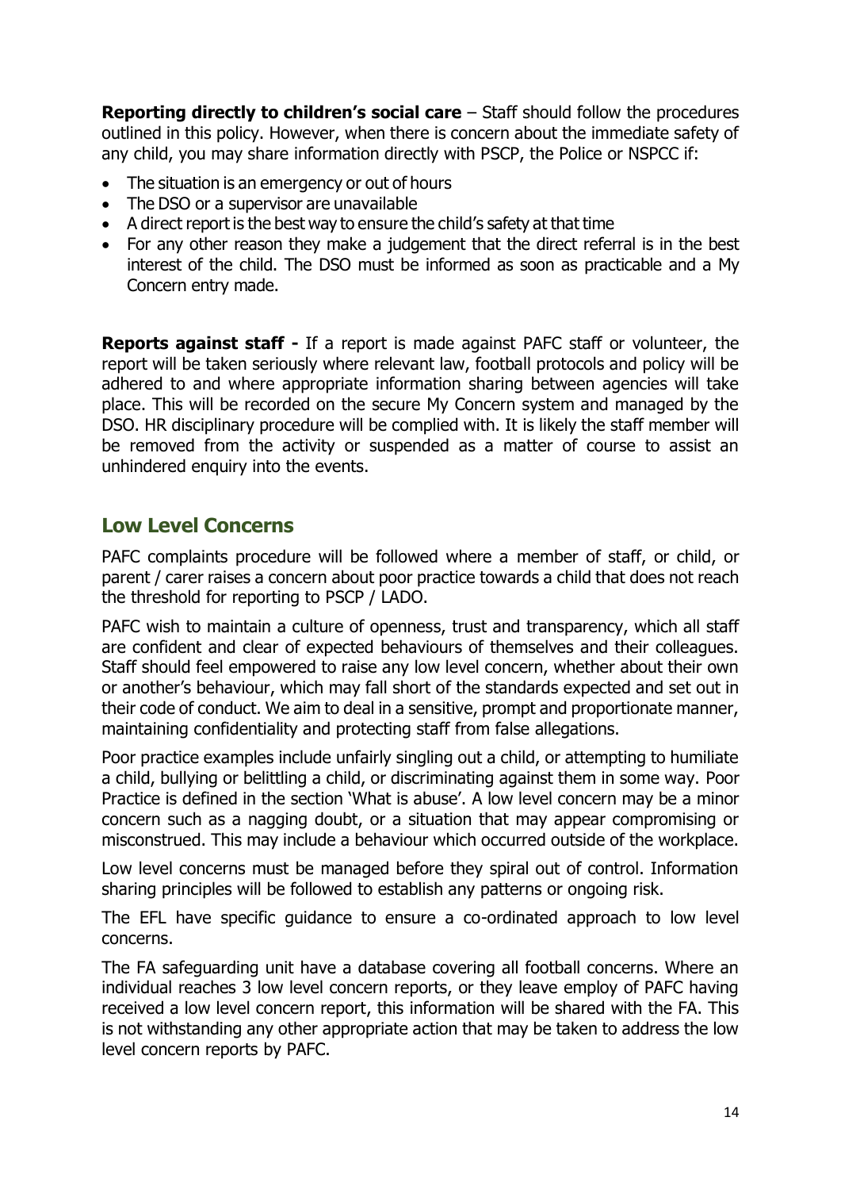**Reporting directly to children's social care** – Staff should follow the procedures outlined in this policy. However, when there is concern about the immediate safety of any child, you may share information directly with PSCP, the Police or NSPCC if:

- The situation is an emergency or out of hours
- The DSO or a supervisor are unavailable
- A direct report is the best way to ensure the child's safety at that time
- For any other reason they make a judgement that the direct referral is in the best interest of the child. The DSO must be informed as soon as practicable and a My Concern entry made.

**Reports against staff -** If a report is made against PAFC staff or volunteer, the report will be taken seriously where relevant law, football protocols and policy will be adhered to and where appropriate information sharing between agencies will take place. This will be recorded on the secure My Concern system and managed by the DSO. HR disciplinary procedure will be complied with. It is likely the staff member will be removed from the activity or suspended as a matter of course to assist an unhindered enquiry into the events.

## Low Level Concerns

PAFC complaints procedure will be followed where a member of staff, or child, or parent / carer raises a concern about poor practice towards a child that does not reach the threshold for reporting to PSCP / LADO.

PAFC wish to maintain a culture of openness, trust and transparency, which all staff are confident and clear of expected behaviours of themselves and their colleagues. Staff should feel empowered to raise any low level concern, whether about their own or another's behaviour, which may fall short of the standards expected and set out in their code of conduct. We aim to deal in a sensitive, prompt and proportionate manner, maintaining confidentiality and protecting staff from false allegations.

Poor practice examples include unfairly singling out a child, or attempting to humiliate a child, bullying or belittling a child, or discriminating against them in some way. Poor Practice is defined in the section 'What is abuse'. A low level concern may be a minor concern such as a nagging doubt, or a situation that may appear compromising or misconstrued. This may include a behaviour which occurred outside of the workplace.

Low level concerns must be managed before they spiral out of control. Information sharing principles will be followed to establish any patterns or ongoing risk.

The EFL have specific guidance to ensure a co-ordinated approach to low level concerns.

The FA safeguarding unit have a database covering all football concerns. Where an individual reaches 3 low level concern reports, or they leave employ of PAFC having received a low level concern report, this information will be shared with the FA. This is not withstanding any other appropriate action that may be taken to address the low level concern reports by PAFC.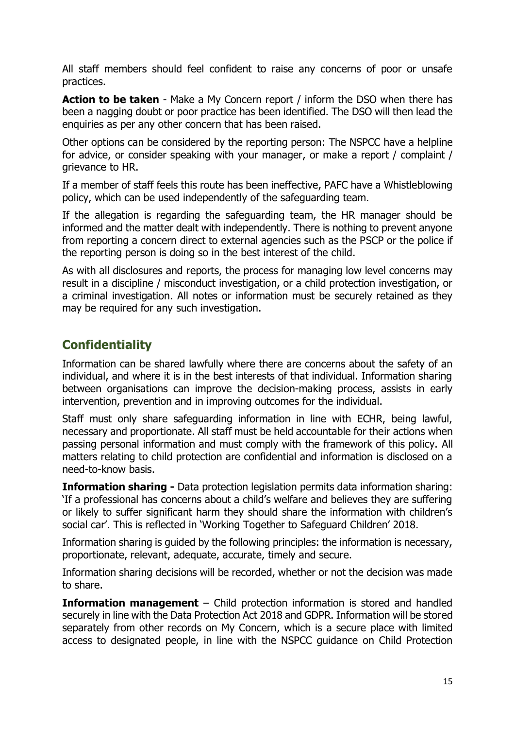All staff members should feel confident to raise any concerns of poor or unsafe practices.

**Action to be taken** - Make a My Concern report / inform the DSO when there has been a nagging doubt or poor practice has been identified. The DSO will then lead the enquiries as per any other concern that has been raised.

Other options can be considered by the reporting person: The NSPCC have a helpline for advice, or consider speaking with your manager, or make a report / complaint / grievance to HR.

If a member of staff feels this route has been ineffective, PAFC have a Whistleblowing policy, which can be used independently of the safeguarding team.

If the allegation is regarding the safeguarding team, the HR manager should be informed and the matter dealt with independently. There is nothing to prevent anyone from reporting a concern direct to external agencies such as the PSCP or the police if the reporting person is doing so in the best interest of the child.

As with all disclosures and reports, the process for managing low level concerns may result in a discipline / misconduct investigation, or a child protection investigation, or a criminal investigation. All notes or information must be securely retained as they may be required for any such investigation.

## Confidentiality

Information can be shared lawfully where there are concerns about the safety of an individual, and where it is in the best interests of that individual. Information sharing between organisations can improve the decision-making process, assists in early intervention, prevention and in improving outcomes for the individual.

Staff must only share safeguarding information in line with ECHR, being lawful, necessary and proportionate. All staff must be held accountable for their actions when passing personal information and must comply with the framework of this policy. All matters relating to child protection are confidential and information is disclosed on a need-to-know basis.

**Information sharing -** Data protection legislation permits data information sharing: 'If a professional has concerns about a child's welfare and believes they are suffering or likely to suffer significant harm they should share the information with children's social car'. This is reflected in 'Working Together to Safeguard Children' 2018.

Information sharing is guided by the following principles: the information is necessary, proportionate, relevant, adequate, accurate, timely and secure.

Information sharing decisions will be recorded, whether or not the decision was made to share.

**Information management** – Child protection information is stored and handled securely in line with the Data Protection Act 2018 and GDPR. Information will be stored separately from other records on My Concern, which is a secure place with limited access to designated people, in line with the NSPCC guidance on Child Protection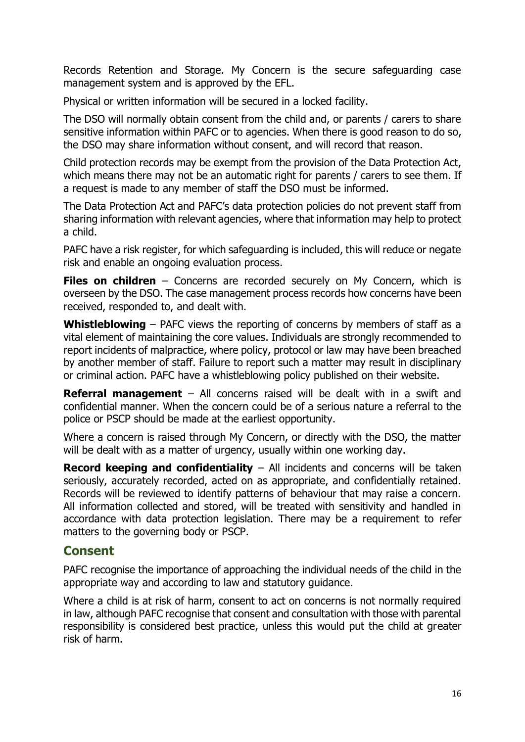Records Retention and Storage. My Concern is the secure safeguarding case management system and is approved by the EFL.

Physical or written information will be secured in a locked facility.

The DSO will normally obtain consent from the child and, or parents / carers to share sensitive information within PAFC or to agencies. When there is good reason to do so, the DSO may share information without consent, and will record that reason.

Child protection records may be exempt from the provision of the Data Protection Act, which means there may not be an automatic right for parents / carers to see them. If a request is made to any member of staff the DSO must be informed.

The Data Protection Act and PAFC's data protection policies do not prevent staff from sharing information with relevant agencies, where that information may help to protect a child.

PAFC have a risk register, for which safeguarding is included, this will reduce or negate risk and enable an ongoing evaluation process.

**Files on children** – Concerns are recorded securely on My Concern, which is overseen by the DSO. The case management process records how concerns have been received, responded to, and dealt with.

**Whistleblowing** – PAFC views the reporting of concerns by members of staff as a vital element of maintaining the core values. Individuals are strongly recommended to report incidents of malpractice, where policy, protocol or law may have been breached by another member of staff. Failure to report such a matter may result in disciplinary or criminal action. PAFC have a whistleblowing policy published on their website.

**Referral management** – All concerns raised will be dealt with in a swift and confidential manner. When the concern could be of a serious nature a referral to the police or PSCP should be made at the earliest opportunity.

Where a concern is raised through My Concern, or directly with the DSO, the matter will be dealt with as a matter of urgency, usually within one working day.

**Record keeping and confidentiality** – All incidents and concerns will be taken seriously, accurately recorded, acted on as appropriate, and confidentially retained. Records will be reviewed to identify patterns of behaviour that may raise a concern. All information collected and stored, will be treated with sensitivity and handled in accordance with data protection legislation. There may be a requirement to refer matters to the governing body or PSCP.

## Consent

PAFC recognise the importance of approaching the individual needs of the child in the appropriate way and according to law and statutory guidance.

Where a child is at risk of harm, consent to act on concerns is not normally required in law, although PAFC recognise that consent and consultation with those with parental responsibility is considered best practice, unless this would put the child at greater risk of harm.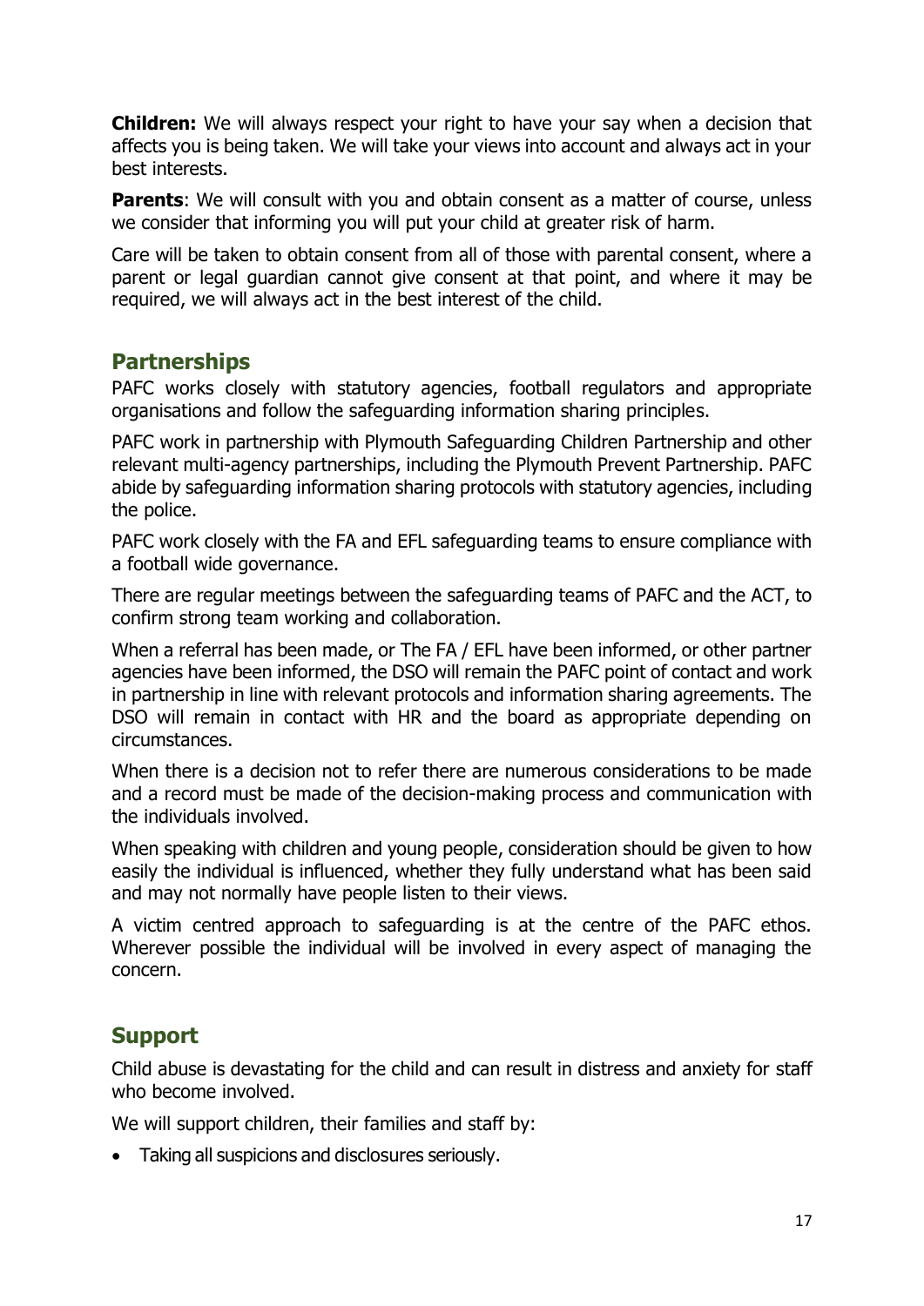**Children:** We will always respect your right to have your say when a decision that affects you is being taken. We will take your views into account and always act in your best interests.

**Parents**: We will consult with you and obtain consent as a matter of course, unless we consider that informing you will put your child at greater risk of harm.

Care will be taken to obtain consent from all of those with parental consent, where a parent or legal guardian cannot give consent at that point, and where it may be required, we will always act in the best interest of the child.

## Partnerships

PAFC works closely with statutory agencies, football regulators and appropriate organisations and follow the safeguarding information sharing principles.

PAFC work in partnership with Plymouth Safeguarding Children Partnership and other relevant multi-agency partnerships, including the Plymouth Prevent Partnership. PAFC abide by safeguarding information sharing protocols with statutory agencies, including the police.

PAFC work closely with the FA and EFL safeguarding teams to ensure compliance with a football wide governance.

There are regular meetings between the safeguarding teams of PAFC and the ACT, to confirm strong team working and collaboration.

When a referral has been made, or The FA / EFL have been informed, or other partner agencies have been informed, the DSO will remain the PAFC point of contact and work in partnership in line with relevant protocols and information sharing agreements. The DSO will remain in contact with HR and the board as appropriate depending on circumstances.

When there is a decision not to refer there are numerous considerations to be made and a record must be made of the decision-making process and communication with the individuals involved.

When speaking with children and young people, consideration should be given to how easily the individual is influenced, whether they fully understand what has been said and may not normally have people listen to their views.

A victim centred approach to safeguarding is at the centre of the PAFC ethos. Wherever possible the individual will be involved in every aspect of managing the concern.

## Support

Child abuse is devastating for the child and can result in distress and anxiety for staff who become involved.

We will support children, their families and staff by:

- Taking all suspicions and disclosures seriously.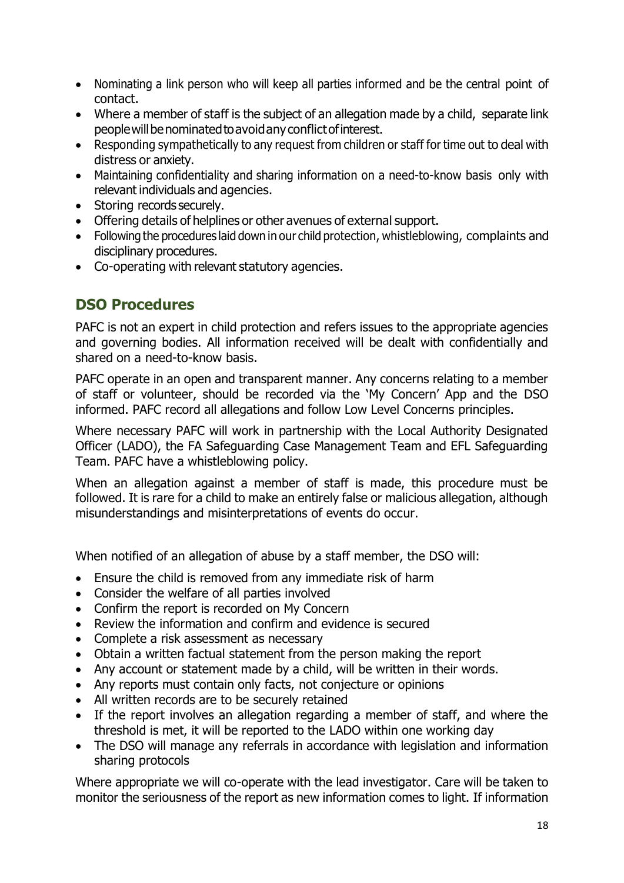- Nominating a link person who will keep all parties informed and be the central point of contact.
- Where a member of staff is the subject of an allegation made by a child, separate link people will be nominated to avoid any conflict of interest.
- Responding sympathetically to any request from children or staff for time out to deal with distress or anxiety.
- Maintaining confidentiality and sharing information on a need-to-know basis only with relevant individuals and agencies.
- Storing records securely.
- Offering details of helplines or other avenues of external support.
- Following the procedures laid down in our child protection, whistleblowing, complaints and disciplinary procedures.
- Co-operating with relevant statutory agencies.

## DSO Procedures

PAFC is not an expert in child protection and refers issues to the appropriate agencies and governing bodies. All information received will be dealt with confidentially and shared on a need-to-know basis.

PAFC operate in an open and transparent manner. Any concerns relating to a member of staff or volunteer, should be recorded via the 'My Concern' App and the DSO informed. PAFC record all allegations and follow Low Level Concerns principles.

Where necessary PAFC will work in partnership with the Local Authority Designated Officer (LADO), the FA Safeguarding Case Management Team and EFL Safeguarding Team. PAFC have a whistleblowing policy.

When an allegation against a member of staff is made, this procedure must be followed. It is rare for a child to make an entirely false or malicious allegation, although misunderstandings and misinterpretations of events do occur.

When notified of an allegation of abuse by a staff member, the DSO will:

- Ensure the child is removed from any immediate risk of harm
- Consider the welfare of all parties involved
- Confirm the report is recorded on My Concern
- Review the information and confirm and evidence is secured
- Complete a risk assessment as necessary
- Obtain a written factual statement from the person making the report
- Any account or statement made by a child, will be written in their words.
- Any reports must contain only facts, not conjecture or opinions
- All written records are to be securely retained
- If the report involves an allegation regarding a member of staff, and where the threshold is met, it will be reported to the LADO within one working day
- The DSO will manage any referrals in accordance with legislation and information sharing protocols

Where appropriate we will co-operate with the lead investigator. Care will be taken to monitor the seriousness of the report as new information comes to light. If information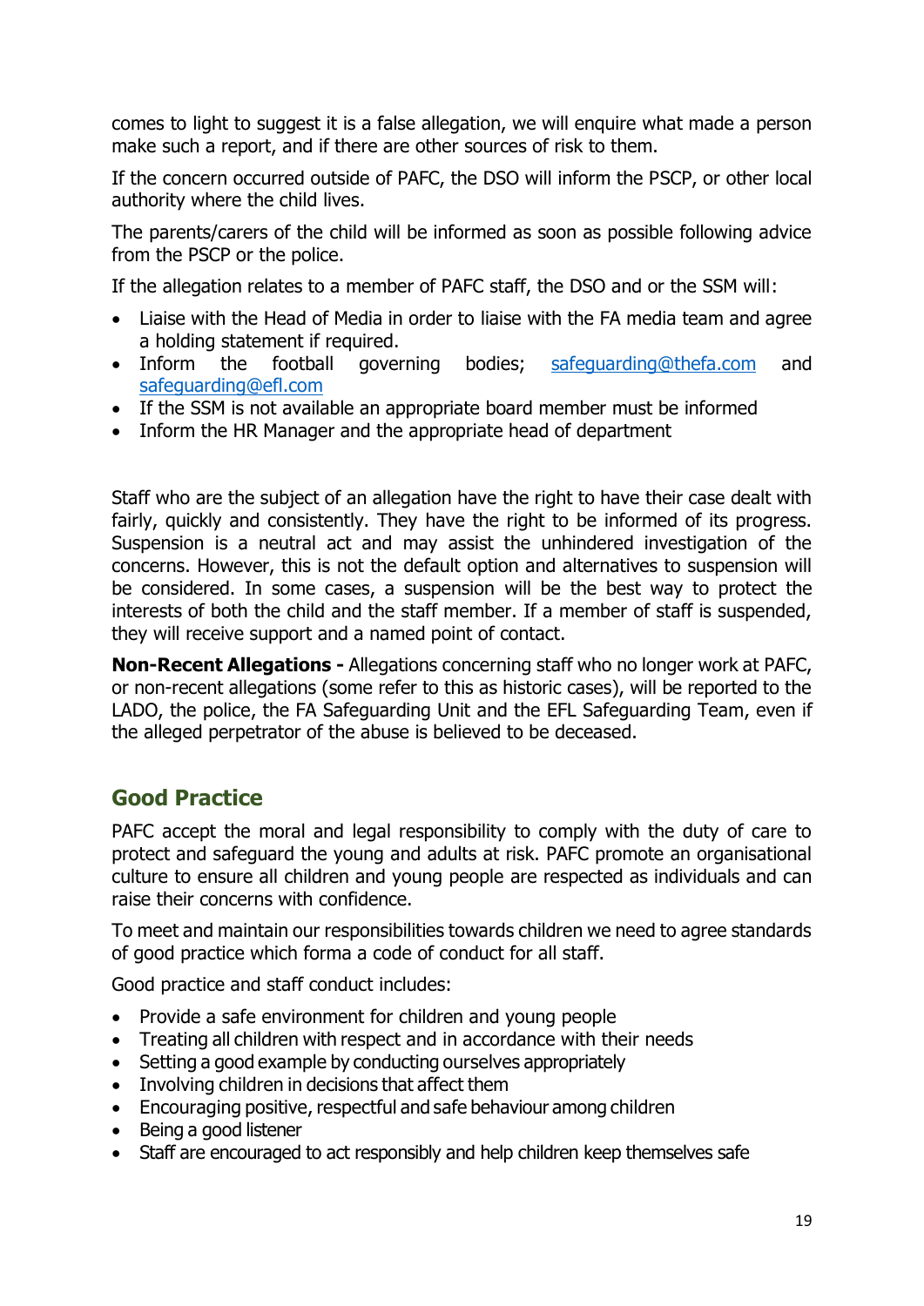comes to light to suggest it is a false allegation, we will enquire what made a person make such a report, and if there are other sources of risk to them.

If the concern occurred outside of PAFC, the DSO will inform the PSCP, or other local authority where the child lives.

The parents/carers of the child will be informed as soon as possible following advice from the PSCP or the police.

If the allegation relates to a member of PAFC staff, the DSO and or the SSM will:

- Liaise with the Head of Media in order to liaise with the FA media team and agree a holding statement if required.
- Inform the football governing bodies; safeguarding@thefa.com and safeguarding@efl.com
- If the SSM is not available an appropriate board member must be informed
- Inform the HR Manager and the appropriate head of department

Staff who are the subject of an allegation have the right to have their case dealt with fairly, quickly and consistently. They have the right to be informed of its progress. Suspension is a neutral act and may assist the unhindered investigation of the concerns. However, this is not the default option and alternatives to suspension will be considered. In some cases, a suspension will be the best way to protect the interests of both the child and the staff member. If a member of staff is suspended, they will receive support and a named point of contact.

**Non-Recent Allegations -** Allegations concerning staff who no longer work at PAFC, or non-recent allegations (some refer to this as historic cases), will be reported to the LADO, the police, the FA Safeguarding Unit and the EFL Safeguarding Team, even if the alleged perpetrator of the abuse is believed to be deceased.

## Good Practice

PAFC accept the moral and legal responsibility to comply with the duty of care to protect and safeguard the young and adults at risk. PAFC promote an organisational culture to ensure all children and young people are respected as individuals and can raise their concerns with confidence.

To meet and maintain our responsibilities towards children we need to agree standards of good practice which forma a code of conduct for all staff.

Good practice and staff conduct includes:

- Provide a safe environment for children and young people
- Treating all children with respect and in accordance with their needs
- Setting a good example by conducting ourselves appropriately
- Involving children in decisions that affect them
- Encouraging positive, respectful and safe behaviour among children
- Being a good listener
- Staff are encouraged to act responsibly and help children keep themselves safe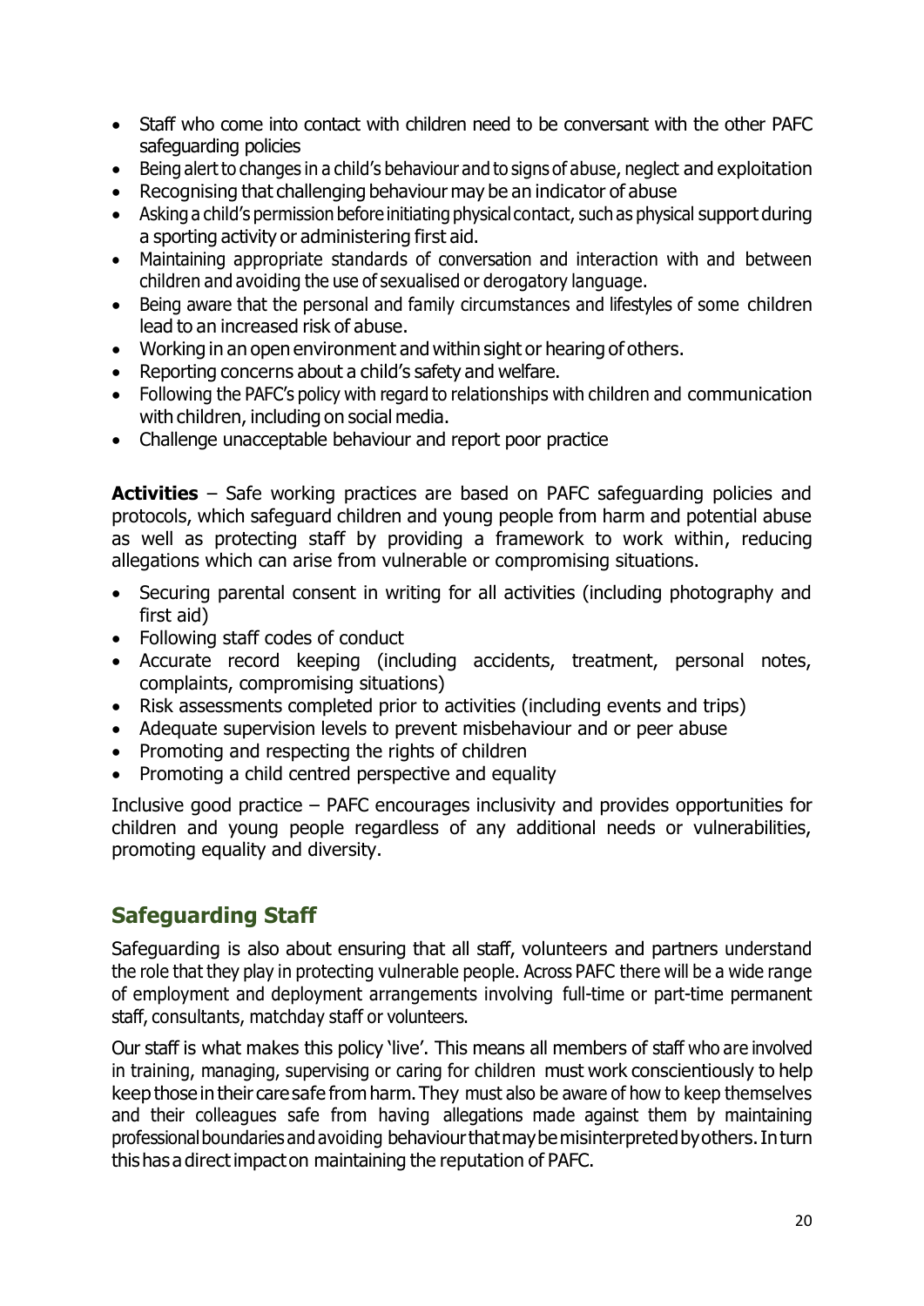- Staff who come into contact with children need to be conversant with the other PAFC safeguarding policies
- Being alert to changes in a child's behaviour and to signs of abuse, neglect and exploitation
- Recognising that challenging behaviour may be an indicator of abuse
- Asking a child's permission before initiating physical contact, such as physical support during a sporting activity or administering first aid.
- Maintaining appropriate standards of conversation and interaction with and between children and avoiding the use of sexualised or derogatory language.
- Being aware that the personal and family circumstances and lifestyles of some children lead to an increased risk of abuse.
- Working in an open environment and within sight or hearing of others.
- Reporting concerns about a child's safety and welfare.
- Following the PAFC's policy with regard to relationships with children and communication with children, including on social media.
- Challenge unacceptable behaviour and report poor practice

**Activities** – Safe working practices are based on PAFC safeguarding policies and protocols, which safeguard children and young people from harm and potential abuse as well as protecting staff by providing a framework to work within, reducing allegations which can arise from vulnerable or compromising situations.

- Securing parental consent in writing for all activities (including photography and first aid)
- Following staff codes of conduct
- Accurate record keeping (including accidents, treatment, personal notes, complaints, compromising situations)
- Risk assessments completed prior to activities (including events and trips)
- Adequate supervision levels to prevent misbehaviour and or peer abuse
- Promoting and respecting the rights of children
- Promoting a child centred perspective and equality

Inclusive good practice – PAFC encourages inclusivity and provides opportunities for children and young people regardless of any additional needs or vulnerabilities, promoting equality and diversity.

## Safeguarding Staff

Safeguarding is also about ensuring that all staff, volunteers and partners understand the role that they play in protecting vulnerable people. Across PAFC there will be a wide range of employment and deployment arrangements involving full-time or part-time permanent staff, consultants, matchday staff or volunteers.

Our staff is what makes this policy 'live'. This means all members of staff who are involved in training, managing, supervising or caring for children must work conscientiously to help keep those in their care safe from harm. They must also be aware of how to keep themselves and their colleagues safe from having allegations made against them by maintaining professional boundaries and avoiding behaviour that may be misinterpreted by others. In turn this has a direct impact on maintaining the reputation of PAFC.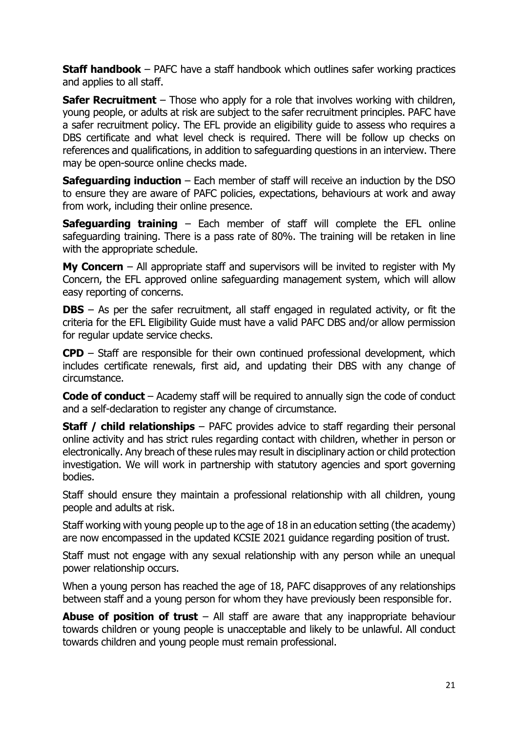**Staff handbook** – PAFC have a staff handbook which outlines safer working practices and applies to all staff.

**Safer Recruitment** – Those who apply for a role that involves working with children, young people, or adults at risk are subject to the safer recruitment principles. PAFC have a safer recruitment policy. The EFL provide an eligibility guide to assess who requires a DBS certificate and what level check is required. There will be follow up checks on references and qualifications, in addition to safeguarding questions in an interview. There may be open-source online checks made.

**Safeguarding induction** – Each member of staff will receive an induction by the DSO to ensure they are aware of PAFC policies, expectations, behaviours at work and away from work, including their online presence.

**Safeguarding training** – Each member of staff will complete the EFL online safeguarding training. There is a pass rate of 80%. The training will be retaken in line with the appropriate schedule.

**My Concern** – All appropriate staff and supervisors will be invited to register with My Concern, the EFL approved online safeguarding management system, which will allow easy reporting of concerns.

**DBS** – As per the safer recruitment, all staff engaged in regulated activity, or fit the criteria for the EFL Eligibility Guide must have a valid PAFC DBS and/or allow permission for regular update service checks.

**CPD** – Staff are responsible for their own continued professional development, which includes certificate renewals, first aid, and updating their DBS with any change of circumstance.

**Code of conduct** – Academy staff will be required to annually sign the code of conduct and a self-declaration to register any change of circumstance.

**Staff / child relationships** – PAFC provides advice to staff regarding their personal online activity and has strict rules regarding contact with children, whether in person or electronically. Any breach of these rules may result in disciplinary action or child protection investigation. We will work in partnership with statutory agencies and sport governing bodies.

Staff should ensure they maintain a professional relationship with all children, young people and adults at risk.

Staff working with young people up to the age of 18 in an education setting (the academy) are now encompassed in the updated KCSIE 2021 guidance regarding position of trust.

Staff must not engage with any sexual relationship with any person while an unequal power relationship occurs.

When a young person has reached the age of 18, PAFC disapproves of any relationships between staff and a young person for whom they have previously been responsible for.

**Abuse of position of trust** – All staff are aware that any inappropriate behaviour towards children or young people is unacceptable and likely to be unlawful. All conduct towards children and young people must remain professional.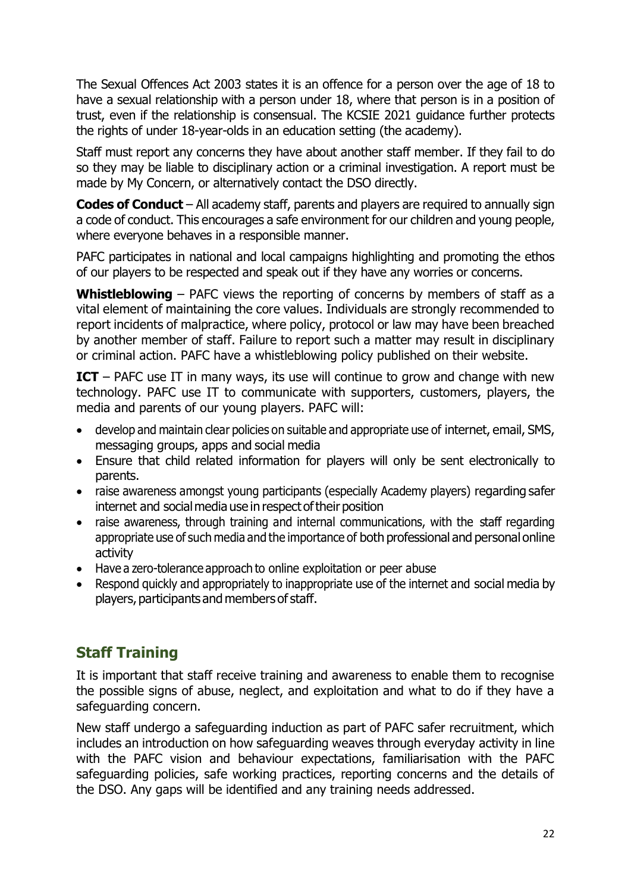The Sexual Offences Act 2003 states it is an offence for a person over the age of 18 to have a sexual relationship with a person under 18, where that person is in a position of trust, even if the relationship is consensual. The KCSIE 2021 guidance further protects the rights of under 18-year-olds in an education setting (the academy).

Staff must report any concerns they have about another staff member. If they fail to do so they may be liable to disciplinary action or a criminal investigation. A report must be made by My Concern, or alternatively contact the DSO directly.

**Codes of Conduct** – All academy staff, parents and players are required to annually sign a code of conduct. This encourages a safe environment for our children and young people, where everyone behaves in a responsible manner.

PAFC participates in national and local campaigns highlighting and promoting the ethos of our players to be respected and speak out if they have any worries or concerns.

**Whistleblowing** – PAFC views the reporting of concerns by members of staff as a vital element of maintaining the core values. Individuals are strongly recommended to report incidents of malpractice, where policy, protocol or law may have been breached by another member of staff. Failure to report such a matter may result in disciplinary or criminal action. PAFC have a whistleblowing policy published on their website.

**ICT** – PAFC use IT in many ways, its use will continue to grow and change with new technology. PAFC use IT to communicate with supporters, customers, players, the media and parents of our young players. PAFC will:

- develop and maintain clear policies on suitable and appropriate use of internet, email, SMS, messaging groups, apps and social media
- Ensure that child related information for players will only be sent electronically to parents.
- raise awareness amongst young participants (especially Academy players) regarding safer internet and social media use in respect of their position
- raise awareness, through training and internal communications, with the staff regarding appropriate use of such media and the importance of both professional and personal online activity
- Have a zero-tolerance approach to online exploitation or peer abuse
- Respond quickly and appropriately to inappropriate use of the internet and social media by players, participants and members of staff.

## Staff Training

It is important that staff receive training and awareness to enable them to recognise the possible signs of abuse, neglect, and exploitation and what to do if they have a safeguarding concern.

New staff undergo a safeguarding induction as part of PAFC safer recruitment, which includes an introduction on how safeguarding weaves through everyday activity in line with the PAFC vision and behaviour expectations, familiarisation with the PAFC safeguarding policies, safe working practices, reporting concerns and the details of the DSO. Any gaps will be identified and any training needs addressed.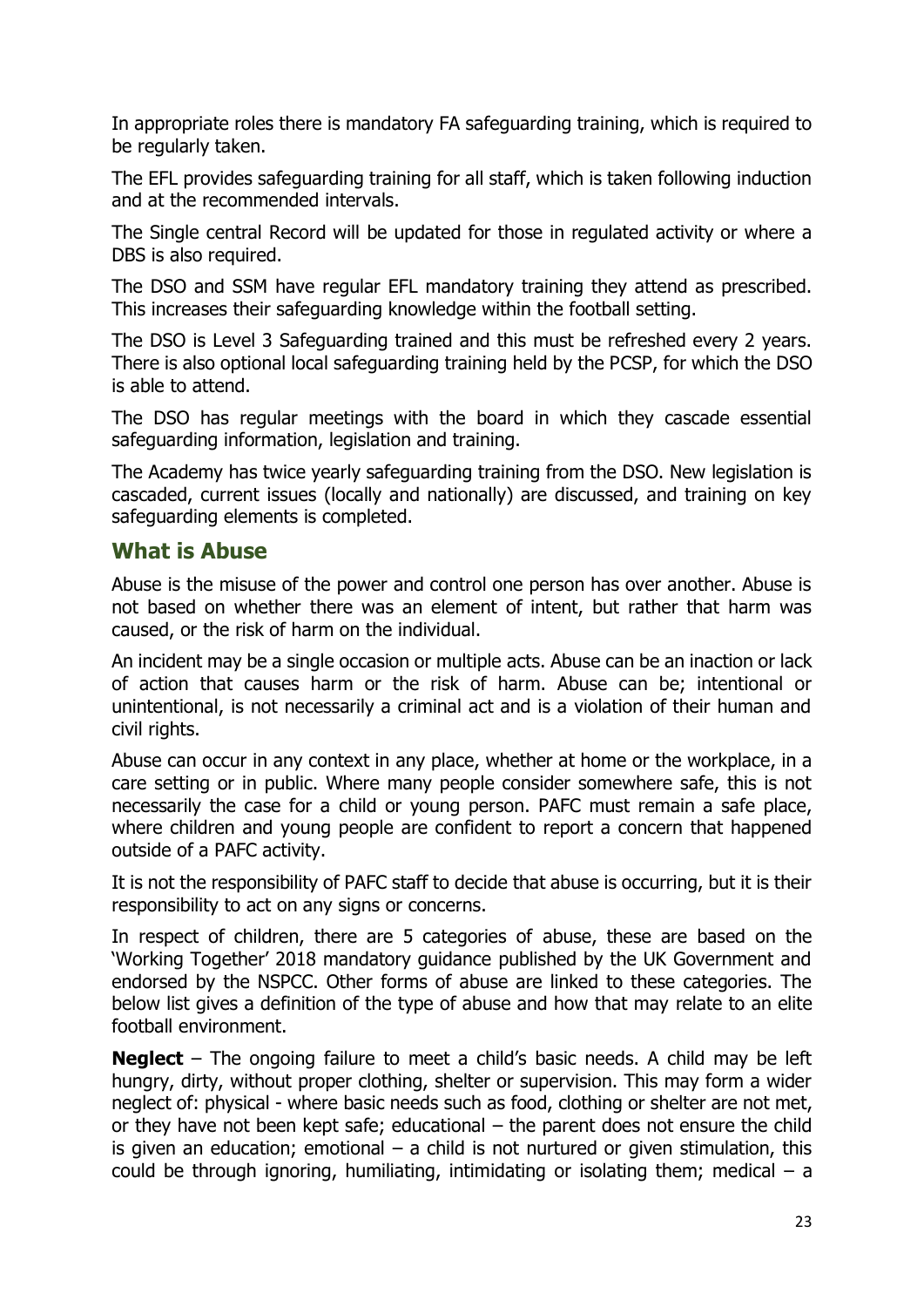In appropriate roles there is mandatory FA safeguarding training, which is required to be regularly taken.

The EFL provides safeguarding training for all staff, which is taken following induction and at the recommended intervals.

The Single central Record will be updated for those in regulated activity or where a DBS is also required.

The DSO and SSM have regular EFL mandatory training they attend as prescribed. This increases their safeguarding knowledge within the football setting.

The DSO is Level 3 Safeguarding trained and this must be refreshed every 2 years. There is also optional local safeguarding training held by the PCSP, for which the DSO is able to attend.

The DSO has regular meetings with the board in which they cascade essential safeguarding information, legislation and training.

The Academy has twice yearly safeguarding training from the DSO. New legislation is cascaded, current issues (locally and nationally) are discussed, and training on key safeguarding elements is completed.

## What is Abuse

Abuse is the misuse of the power and control one person has over another. Abuse is not based on whether there was an element of intent, but rather that harm was caused, or the risk of harm on the individual.

An incident may be a single occasion or multiple acts. Abuse can be an inaction or lack of action that causes harm or the risk of harm. Abuse can be; intentional or unintentional, is not necessarily a criminal act and is a violation of their human and civil rights.

Abuse can occur in any context in any place, whether at home or the workplace, in a care setting or in public. Where many people consider somewhere safe, this is not necessarily the case for a child or young person. PAFC must remain a safe place, where children and young people are confident to report a concern that happened outside of a PAFC activity.

It is not the responsibility of PAFC staff to decide that abuse is occurring, but it is their responsibility to act on any signs or concerns.

In respect of children, there are 5 categories of abuse, these are based on the 'Working Together' 2018 mandatory guidance published by the UK Government and endorsed by the NSPCC. Other forms of abuse are linked to these categories. The below list gives a definition of the type of abuse and how that may relate to an elite football environment.

**Neglect** – The ongoing failure to meet a child's basic needs. A child may be left hungry, dirty, without proper clothing, shelter or supervision. This may form a wider neglect of: physical - where basic needs such as food, clothing or shelter are not met, or they have not been kept safe; educational – the parent does not ensure the child is given an education; emotional – a child is not nurtured or given stimulation, this could be through ignoring, humiliating, intimidating or isolating them; medical – a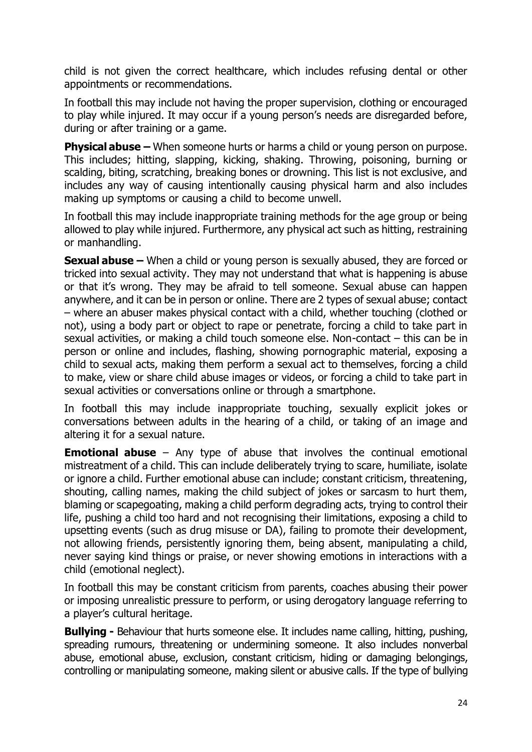child is not given the correct healthcare, which includes refusing dental or other appointments or recommendations.

In football this may include not having the proper supervision, clothing or encouraged to play while injured. It may occur if a young person's needs are disregarded before, during or after training or a game.

**Physical abuse –** When someone hurts or harms a child or young person on purpose. This includes; hitting, slapping, kicking, shaking. Throwing, poisoning, burning or scalding, biting, scratching, breaking bones or drowning. This list is not exclusive, and includes any way of causing intentionally causing physical harm and also includes making up symptoms or causing a child to become unwell.

In football this may include inappropriate training methods for the age group or being allowed to play while injured. Furthermore, any physical act such as hitting, restraining or manhandling.

**Sexual abuse –** When a child or young person is sexually abused, they are forced or tricked into sexual activity. They may not understand that what is happening is abuse or that it's wrong. They may be afraid to tell someone. Sexual abuse can happen anywhere, and it can be in person or online. There are 2 types of sexual abuse; contact – where an abuser makes physical contact with a child, whether touching (clothed or not), using a body part or object to rape or penetrate, forcing a child to take part in sexual activities, or making a child touch someone else. Non-contact – this can be in person or online and includes, flashing, showing pornographic material, exposing a child to sexual acts, making them perform a sexual act to themselves, forcing a child to make, view or share child abuse images or videos, or forcing a child to take part in sexual activities or conversations online or through a smartphone.

In football this may include inappropriate touching, sexually explicit jokes or conversations between adults in the hearing of a child, or taking of an image and altering it for a sexual nature.

**Emotional abuse** – Any type of abuse that involves the continual emotional mistreatment of a child. This can include deliberately trying to scare, humiliate, isolate or ignore a child. Further emotional abuse can include; constant criticism, threatening, shouting, calling names, making the child subject of jokes or sarcasm to hurt them, blaming or scapegoating, making a child perform degrading acts, trying to control their life, pushing a child too hard and not recognising their limitations, exposing a child to upsetting events (such as drug misuse or DA), failing to promote their development, not allowing friends, persistently ignoring them, being absent, manipulating a child, never saying kind things or praise, or never showing emotions in interactions with a child (emotional neglect).

In football this may be constant criticism from parents, coaches abusing their power or imposing unrealistic pressure to perform, or using derogatory language referring to a player's cultural heritage.

**Bullying -** Behaviour that hurts someone else. It includes name calling, hitting, pushing, spreading rumours, threatening or undermining someone. It also includes nonverbal abuse, emotional abuse, exclusion, constant criticism, hiding or damaging belongings, controlling or manipulating someone, making silent or abusive calls. If the type of bullying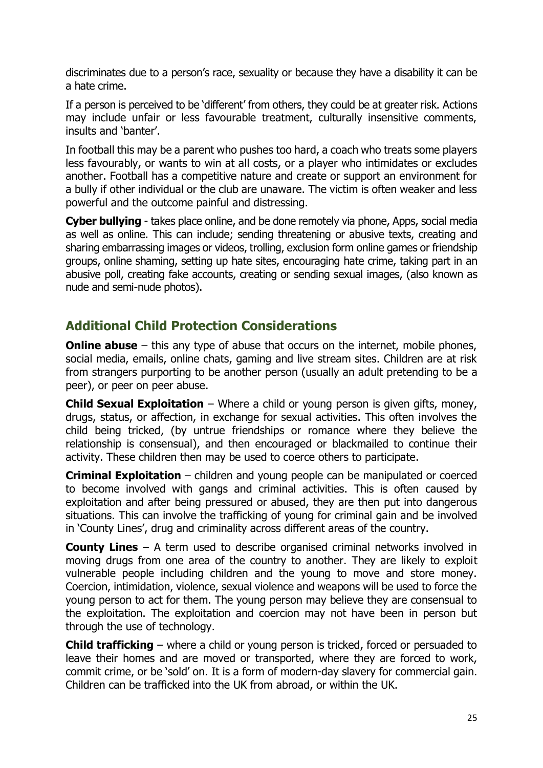discriminates due to a person's race, sexuality or because they have a disability it can be a hate crime.

If a person is perceived to be 'different' from others, they could be at greater risk. Actions may include unfair or less favourable treatment, culturally insensitive comments, insults and 'banter'.

In football this may be a parent who pushes too hard, a coach who treats some players less favourably, or wants to win at all costs, or a player who intimidates or excludes another. Football has a competitive nature and create or support an environment for a bully if other individual or the club are unaware. The victim is often weaker and less powerful and the outcome painful and distressing.

**Cyber bullying** - takes place online, and be done remotely via phone, Apps, social media as well as online. This can include; sending threatening or abusive texts, creating and sharing embarrassing images or videos, trolling, exclusion form online games or friendship groups, online shaming, setting up hate sites, encouraging hate crime, taking part in an abusive poll, creating fake accounts, creating or sending sexual images, (also known as nude and semi-nude photos).

## Additional Child Protection Considerations

**Online abuse** – this any type of abuse that occurs on the internet, mobile phones, social media, emails, online chats, gaming and live stream sites. Children are at risk from strangers purporting to be another person (usually an adult pretending to be a peer), or peer on peer abuse.

**Child Sexual Exploitation** – Where a child or young person is given gifts, money, drugs, status, or affection, in exchange for sexual activities. This often involves the child being tricked, (by untrue friendships or romance where they believe the relationship is consensual), and then encouraged or blackmailed to continue their activity. These children then may be used to coerce others to participate.

**Criminal Exploitation** – children and young people can be manipulated or coerced to become involved with gangs and criminal activities. This is often caused by exploitation and after being pressured or abused, they are then put into dangerous situations. This can involve the trafficking of young for criminal gain and be involved in 'County Lines', drug and criminality across different areas of the country.

**County Lines** – A term used to describe organised criminal networks involved in moving drugs from one area of the country to another. They are likely to exploit vulnerable people including children and the young to move and store money. Coercion, intimidation, violence, sexual violence and weapons will be used to force the young person to act for them. The young person may believe they are consensual to the exploitation. The exploitation and coercion may not have been in person but through the use of technology.

**Child trafficking** – where a child or young person is tricked, forced or persuaded to leave their homes and are moved or transported, where they are forced to work, commit crime, or be 'sold' on. It is a form of modern-day slavery for commercial gain. Children can be trafficked into the UK from abroad, or within the UK.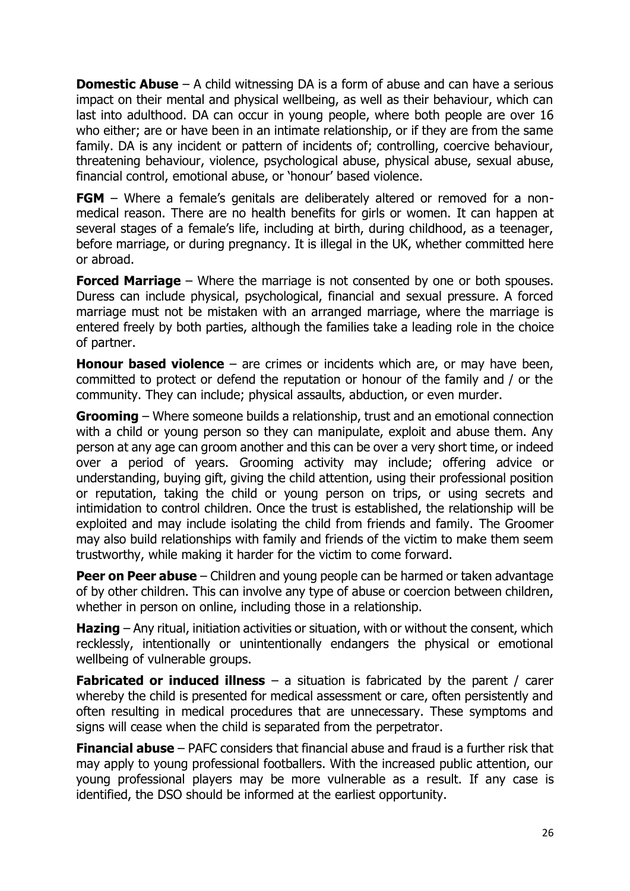**Domestic Abuse** – A child witnessing DA is a form of abuse and can have a serious impact on their mental and physical wellbeing, as well as their behaviour, which can last into adulthood. DA can occur in young people, where both people are over 16 who either; are or have been in an intimate relationship, or if they are from the same family. DA is any incident or pattern of incidents of; controlling, coercive behaviour, threatening behaviour, violence, psychological abuse, physical abuse, sexual abuse, financial control, emotional abuse, or 'honour' based violence.

**FGM** – Where a female's genitals are deliberately altered or removed for a non-medical reason. There are no health benefits for girls or women. It can happen at several stages of a female's life, including at birth, during childhood, as a teenager, before marriage, or during pregnancy. It is illegal in the UK, whether committed here or abroad.

**Forced Marriage** – Where the marriage is not consented by one or both spouses. Duress can include physical, psychological, financial and sexual pressure. A forced marriage must not be mistaken with an arranged marriage, where the marriage is entered freely by both parties, although the families take a leading role in the choice of partner.

**Honour based violence** – are crimes or incidents which are, or may have been, committed to protect or defend the reputation or honour of the family and / or the community. They can include; physical assaults, abduction, or even murder.

**Grooming** – Where someone builds a relationship, trust and an emotional connection with a child or young person so they can manipulate, exploit and abuse them. Any person at any age can groom another and this can be over a very short time, or indeed over a period of years. Grooming activity may include; offering advice or understanding, buying gift, giving the child attention, using their professional position or reputation, taking the child or young person on trips, or using secrets and intimidation to control children. Once the trust is established, the relationship will be exploited and may include isolating the child from friends and family. The Groomer may also build relationships with family and friends of the victim to make them seem trustworthy, while making it harder for the victim to come forward.

**Peer on Peer abuse** – Children and young people can be harmed or taken advantage of by other children. This can involve any type of abuse or coercion between children, whether in person on online, including those in a relationship.

**Hazing** – Any ritual, initiation activities or situation, with or without the consent, which recklessly, intentionally or unintentionally endangers the physical or emotional wellbeing of vulnerable groups.

**Fabricated or induced illness** – a situation is fabricated by the parent / carer whereby the child is presented for medical assessment or care, often persistently and often resulting in medical procedures that are unnecessary. These symptoms and signs will cease when the child is separated from the perpetrator.

**Financial abuse** – PAFC considers that financial abuse and fraud is a further risk that may apply to young professional footballers. With the increased public attention, our young professional players may be more vulnerable as a result. If any case is identified, the DSO should be informed at the earliest opportunity.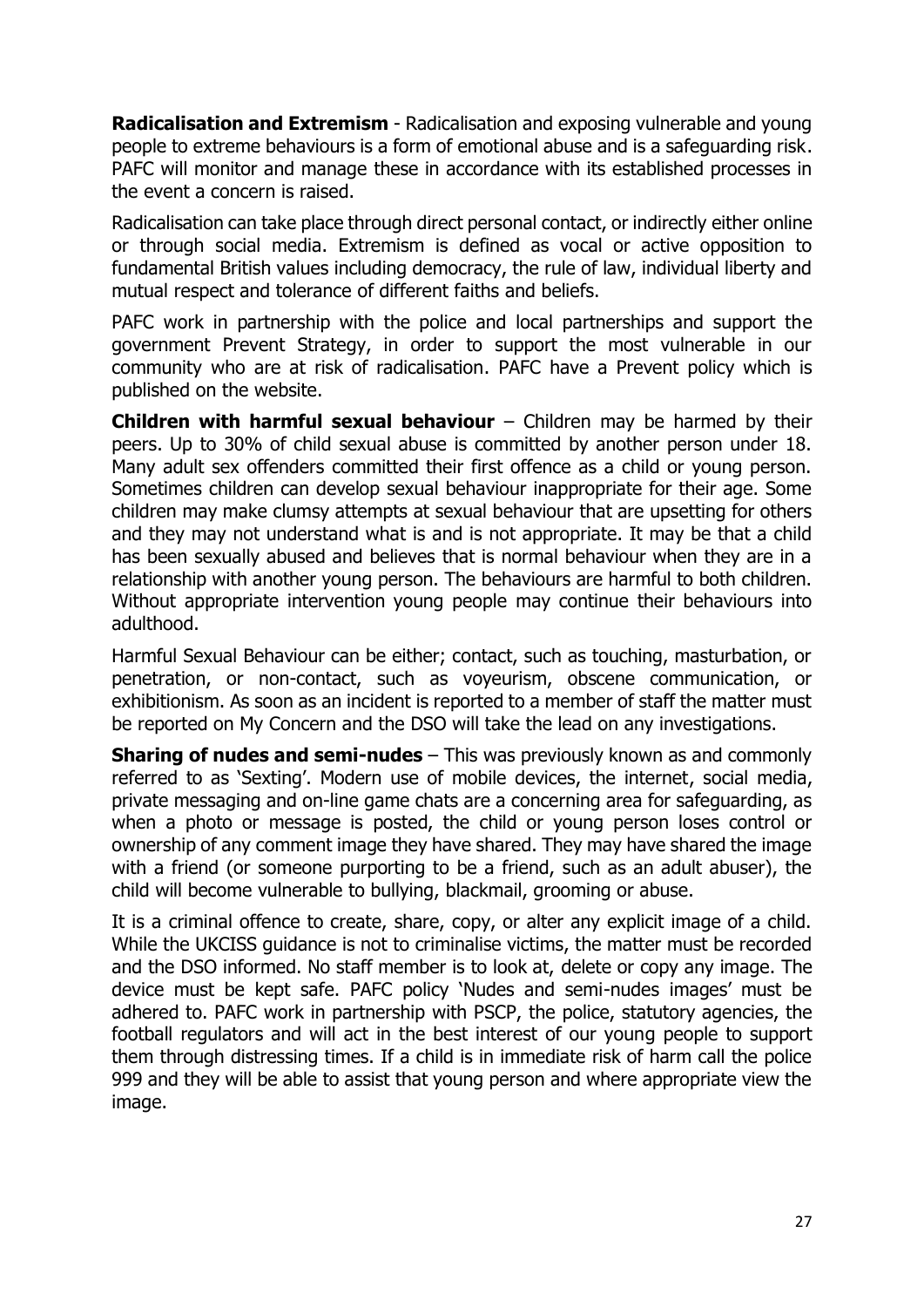**Radicalisation and Extremism** - Radicalisation and exposing vulnerable and young people to extreme behaviours is a form of emotional abuse and is a safeguarding risk. PAFC will monitor and manage these in accordance with its established processes in the event a concern is raised.

Radicalisation can take place through direct personal contact, or indirectly either online or through social media. Extremism is defined as vocal or active opposition to fundamental British values including democracy, the rule of law, individual liberty and mutual respect and tolerance of different faiths and beliefs.

PAFC work in partnership with the police and local partnerships and support the government Prevent Strategy, in order to support the most vulnerable in our community who are at risk of radicalisation. PAFC have a Prevent policy which is published on the website.

**Children with harmful sexual behaviour** – Children may be harmed by their peers. Up to 30% of child sexual abuse is committed by another person under 18. Many adult sex offenders committed their first offence as a child or young person. Sometimes children can develop sexual behaviour inappropriate for their age. Some children may make clumsy attempts at sexual behaviour that are upsetting for others and they may not understand what is and is not appropriate. It may be that a child has been sexually abused and believes that is normal behaviour when they are in a relationship with another young person. The behaviours are harmful to both children. Without appropriate intervention young people may continue their behaviours into adulthood.

Harmful Sexual Behaviour can be either; contact, such as touching, masturbation, or penetration, or non-contact, such as voyeurism, obscene communication, or exhibitionism. As soon as an incident is reported to a member of staff the matter must be reported on My Concern and the DSO will take the lead on any investigations.

**Sharing of nudes and semi-nudes** – This was previously known as and commonly referred to as 'Sexting'. Modern use of mobile devices, the internet, social media, private messaging and on-line game chats are a concerning area for safeguarding, as when a photo or message is posted, the child or young person loses control or ownership of any comment image they have shared. They may have shared the image with a friend (or someone purporting to be a friend, such as an adult abuser), the child will become vulnerable to bullying, blackmail, grooming or abuse.

It is a criminal offence to create, share, copy, or alter any explicit image of a child. While the UKCISS guidance is not to criminalise victims, the matter must be recorded and the DSO informed. No staff member is to look at, delete or copy any image. The device must be kept safe. PAFC policy 'Nudes and semi-nudes images' must be adhered to. PAFC work in partnership with PSCP, the police, statutory agencies, the football regulators and will act in the best interest of our young people to support them through distressing times. If a child is in immediate risk of harm call the police 999 and they will be able to assist that young person and where appropriate view the image.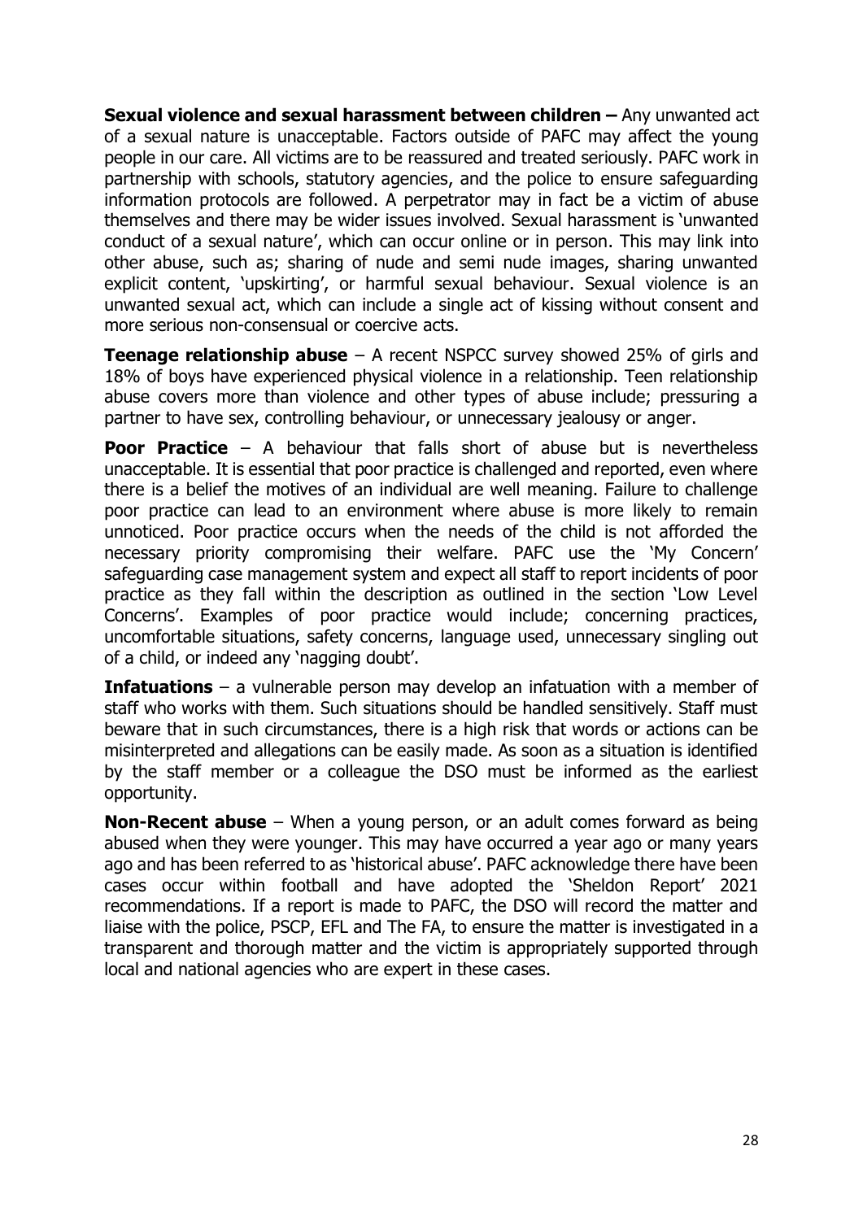**Sexual violence and sexual harassment between children –** Any unwanted act of a sexual nature is unacceptable. Factors outside of PAFC may affect the young people in our care. All victims are to be reassured and treated seriously. PAFC work in partnership with schools, statutory agencies, and the police to ensure safeguarding information protocols are followed. A perpetrator may in fact be a victim of abuse themselves and there may be wider issues involved. Sexual harassment is 'unwanted conduct of a sexual nature', which can occur online or in person. This may link into other abuse, such as; sharing of nude and semi nude images, sharing unwanted explicit content, 'upskirting', or harmful sexual behaviour. Sexual violence is an unwanted sexual act, which can include a single act of kissing without consent and more serious non-consensual or coercive acts.

**Teenage relationship abuse** – A recent NSPCC survey showed 25% of girls and 18% of boys have experienced physical violence in a relationship. Teen relationship abuse covers more than violence and other types of abuse include; pressuring a partner to have sex, controlling behaviour, or unnecessary jealousy or anger.

**Poor Practice** – A behaviour that falls short of abuse but is nevertheless unacceptable. It is essential that poor practice is challenged and reported, even where there is a belief the motives of an individual are well meaning. Failure to challenge poor practice can lead to an environment where abuse is more likely to remain unnoticed. Poor practice occurs when the needs of the child is not afforded the necessary priority compromising their welfare. PAFC use the 'My Concern' safeguarding case management system and expect all staff to report incidents of poor practice as they fall within the description as outlined in the section 'Low Level Concerns'. Examples of poor practice would include; concerning practices, uncomfortable situations, safety concerns, language used, unnecessary singling out of a child, or indeed any 'nagging doubt'.

**Infatuations** – a vulnerable person may develop an infatuation with a member of staff who works with them. Such situations should be handled sensitively. Staff must beware that in such circumstances, there is a high risk that words or actions can be misinterpreted and allegations can be easily made. As soon as a situation is identified by the staff member or a colleague the DSO must be informed as the earliest opportunity.

**Non-Recent abuse** – When a young person, or an adult comes forward as being abused when they were younger. This may have occurred a year ago or many years ago and has been referred to as 'historical abuse'. PAFC acknowledge there have been cases occur within football and have adopted the 'Sheldon Report' 2021 recommendations. If a report is made to PAFC, the DSO will record the matter and liaise with the police, PSCP, EFL and The FA, to ensure the matter is investigated in a transparent and thorough matter and the victim is appropriately supported through local and national agencies who are expert in these cases.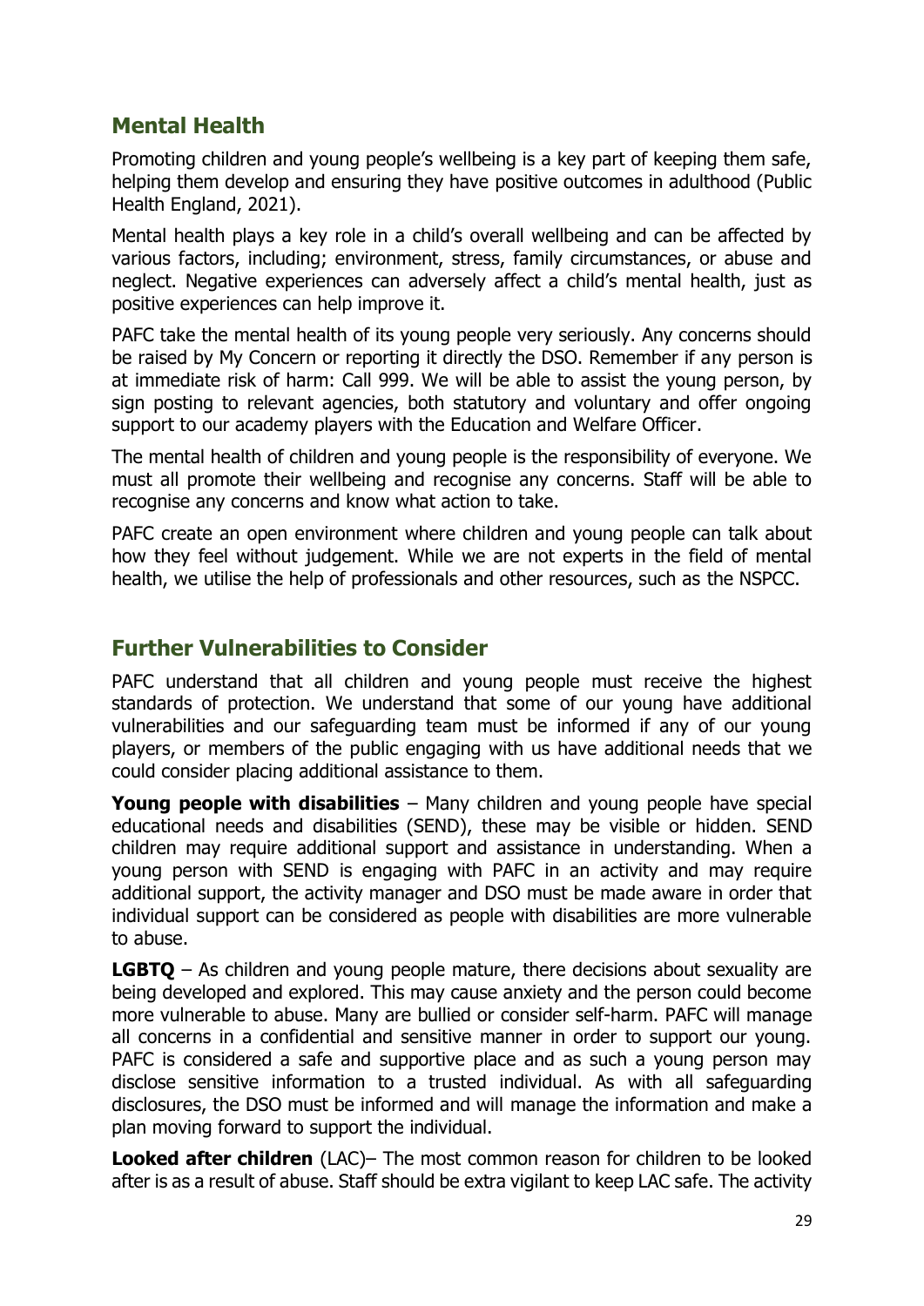## Mental Health

Promoting children and young people's wellbeing is a key part of keeping them safe, helping them develop and ensuring they have positive outcomes in adulthood (Public Health England, 2021).

Mental health plays a key role in a child's overall wellbeing and can be affected by various factors, including; environment, stress, family circumstances, or abuse and neglect. Negative experiences can adversely affect a child's mental health, just as positive experiences can help improve it.

PAFC take the mental health of its young people very seriously. Any concerns should be raised by My Concern or reporting it directly the DSO. Remember if any person is at immediate risk of harm: Call 999. We will be able to assist the young person, by sign posting to relevant agencies, both statutory and voluntary and offer ongoing support to our academy players with the Education and Welfare Officer.

The mental health of children and young people is the responsibility of everyone. We must all promote their wellbeing and recognise any concerns. Staff will be able to recognise any concerns and know what action to take.

PAFC create an open environment where children and young people can talk about how they feel without judgement. While we are not experts in the field of mental health, we utilise the help of professionals and other resources, such as the NSPCC.

## Further Vulnerabilities to Consider

PAFC understand that all children and young people must receive the highest standards of protection. We understand that some of our young have additional vulnerabilities and our safeguarding team must be informed if any of our young players, or members of the public engaging with us have additional needs that we could consider placing additional assistance to them.

**Young people with disabilities** – Many children and young people have special educational needs and disabilities (SEND), these may be visible or hidden. SEND children may require additional support and assistance in understanding. When a young person with SEND is engaging with PAFC in an activity and may require additional support, the activity manager and DSO must be made aware in order that individual support can be considered as people with disabilities are more vulnerable to abuse.

**LGBTQ** – As children and young people mature, there decisions about sexuality are being developed and explored. This may cause anxiety and the person could become more vulnerable to abuse. Many are bullied or consider self-harm. PAFC will manage all concerns in a confidential and sensitive manner in order to support our young. PAFC is considered a safe and supportive place and as such a young person may disclose sensitive information to a trusted individual. As with all safeguarding disclosures, the DSO must be informed and will manage the information and make a plan moving forward to support the individual.

**Looked after children** (LAC)– The most common reason for children to be looked after is as a result of abuse. Staff should be extra vigilant to keep LAC safe. The activity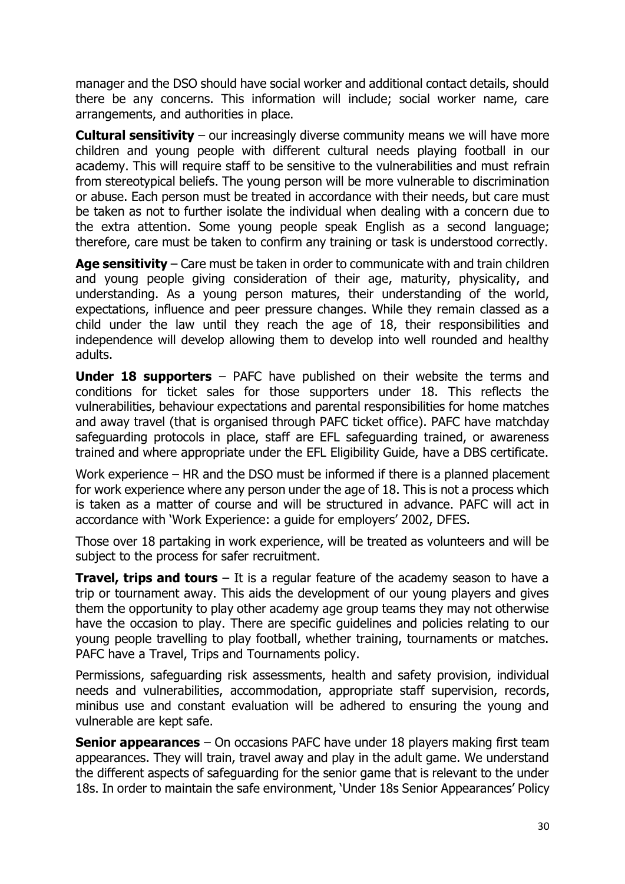manager and the DSO should have social worker and additional contact details, should there be any concerns. This information will include; social worker name, care arrangements, and authorities in place.

**Cultural sensitivity** – our increasingly diverse community means we will have more children and young people with different cultural needs playing football in our academy. This will require staff to be sensitive to the vulnerabilities and must refrain from stereotypical beliefs. The young person will be more vulnerable to discrimination or abuse. Each person must be treated in accordance with their needs, but care must be taken as not to further isolate the individual when dealing with a concern due to the extra attention. Some young people speak English as a second language; therefore, care must be taken to confirm any training or task is understood correctly.

**Age sensitivity** – Care must be taken in order to communicate with and train children and young people giving consideration of their age, maturity, physicality, and understanding. As a young person matures, their understanding of the world, expectations, influence and peer pressure changes. While they remain classed as a child under the law until they reach the age of 18, their responsibilities and independence will develop allowing them to develop into well rounded and healthy adults.

**Under 18 supporters** – PAFC have published on their website the terms and conditions for ticket sales for those supporters under 18. This reflects the vulnerabilities, behaviour expectations and parental responsibilities for home matches and away travel (that is organised through PAFC ticket office). PAFC have matchday safeguarding protocols in place, staff are EFL safeguarding trained, or awareness trained and where appropriate under the EFL Eligibility Guide, have a DBS certificate.

Work experience – HR and the DSO must be informed if there is a planned placement for work experience where any person under the age of 18. This is not a process which is taken as a matter of course and will be structured in advance. PAFC will act in accordance with 'Work Experience: a guide for employers' 2002, DFES.

Those over 18 partaking in work experience, will be treated as volunteers and will be subject to the process for safer recruitment.

**Travel, trips and tours** – It is a regular feature of the academy season to have a trip or tournament away. This aids the development of our young players and gives them the opportunity to play other academy age group teams they may not otherwise have the occasion to play. There are specific guidelines and policies relating to our young people travelling to play football, whether training, tournaments or matches. PAFC have a Travel, Trips and Tournaments policy.

Permissions, safeguarding risk assessments, health and safety provision, individual needs and vulnerabilities, accommodation, appropriate staff supervision, records, minibus use and constant evaluation will be adhered to ensuring the young and vulnerable are kept safe.

**Senior appearances** – On occasions PAFC have under 18 players making first team appearances. They will train, travel away and play in the adult game. We understand the different aspects of safeguarding for the senior game that is relevant to the under 18s. In order to maintain the safe environment, 'Under 18s Senior Appearances' Policy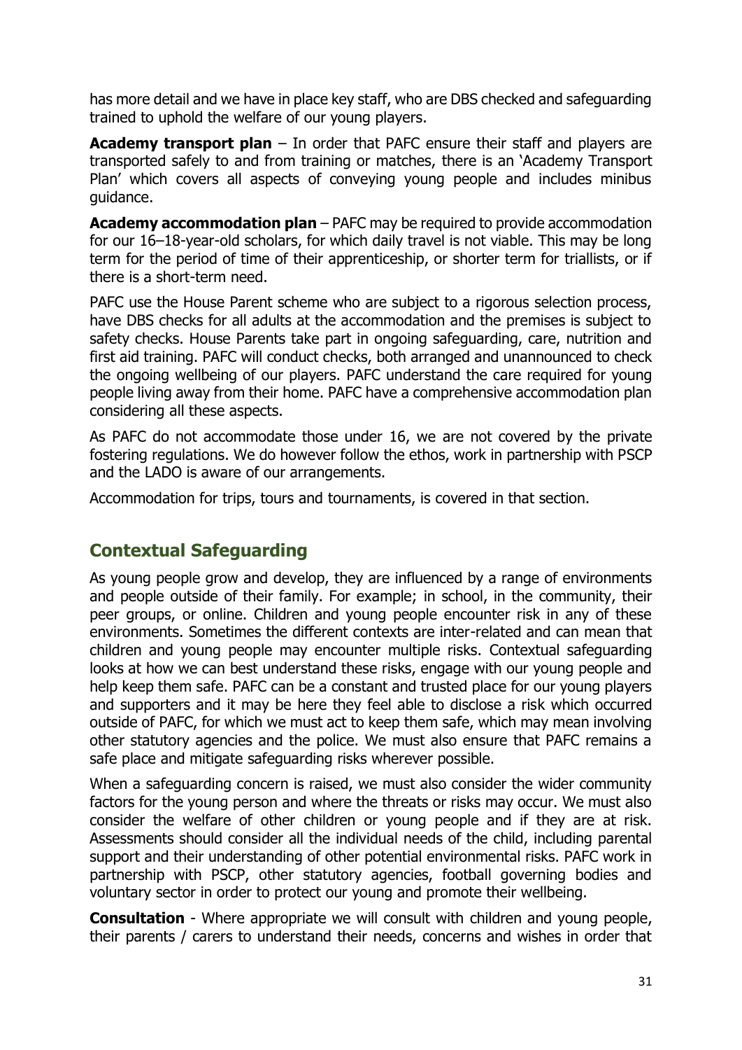has more detail and we have in place key staff, who are DBS checked and safeguarding trained to uphold the welfare of our young players.

**Academy transport plan** – In order that PAFC ensure their staff and players are transported safely to and from training or matches, there is an 'Academy Transport Plan' which covers all aspects of conveying young people and includes minibus guidance.

**Academy accommodation plan** – PAFC may be required to provide accommodation for our 16–18-year-old scholars, for which daily travel is not viable. This may be long term for the period of time of their apprenticeship, or shorter term for triallists, or if there is a short-term need.

PAFC use the House Parent scheme who are subject to a rigorous selection process, have DBS checks for all adults at the accommodation and the premises is subject to safety checks. House Parents take part in ongoing safeguarding, care, nutrition and first aid training. PAFC will conduct checks, both arranged and unannounced to check the ongoing wellbeing of our players. PAFC understand the care required for young people living away from their home. PAFC have a comprehensive accommodation plan considering all these aspects.

As PAFC do not accommodate those under 16, we are not covered by the private fostering regulations. We do however follow the ethos, work in partnership with PSCP and the LADO is aware of our arrangements.

Accommodation for trips, tours and tournaments, is covered in that section.

## Contextual Safeguarding

As young people grow and develop, they are influenced by a range of environments and people outside of their family. For example; in school, in the community, their peer groups, or online. Children and young people encounter risk in any of these environments. Sometimes the different contexts are inter-related and can mean that children and young people may encounter multiple risks. Contextual safeguarding looks at how we can best understand these risks, engage with our young people and help keep them safe. PAFC can be a constant and trusted place for our young players and supporters and it may be here they feel able to disclose a risk which occurred outside of PAFC, for which we must act to keep them safe, which may mean involving other statutory agencies and the police. We must also ensure that PAFC remains a safe place and mitigate safeguarding risks wherever possible.

When a safeguarding concern is raised, we must also consider the wider community factors for the young person and where the threats or risks may occur. We must also consider the welfare of other children or young people and if they are at risk. Assessments should consider all the individual needs of the child, including parental support and their understanding of other potential environmental risks. PAFC work in partnership with PSCP, other statutory agencies, football governing bodies and voluntary sector in order to protect our young and promote their wellbeing.

**Consultation** - Where appropriate we will consult with children and young people, their parents / carers to understand their needs, concerns and wishes in order that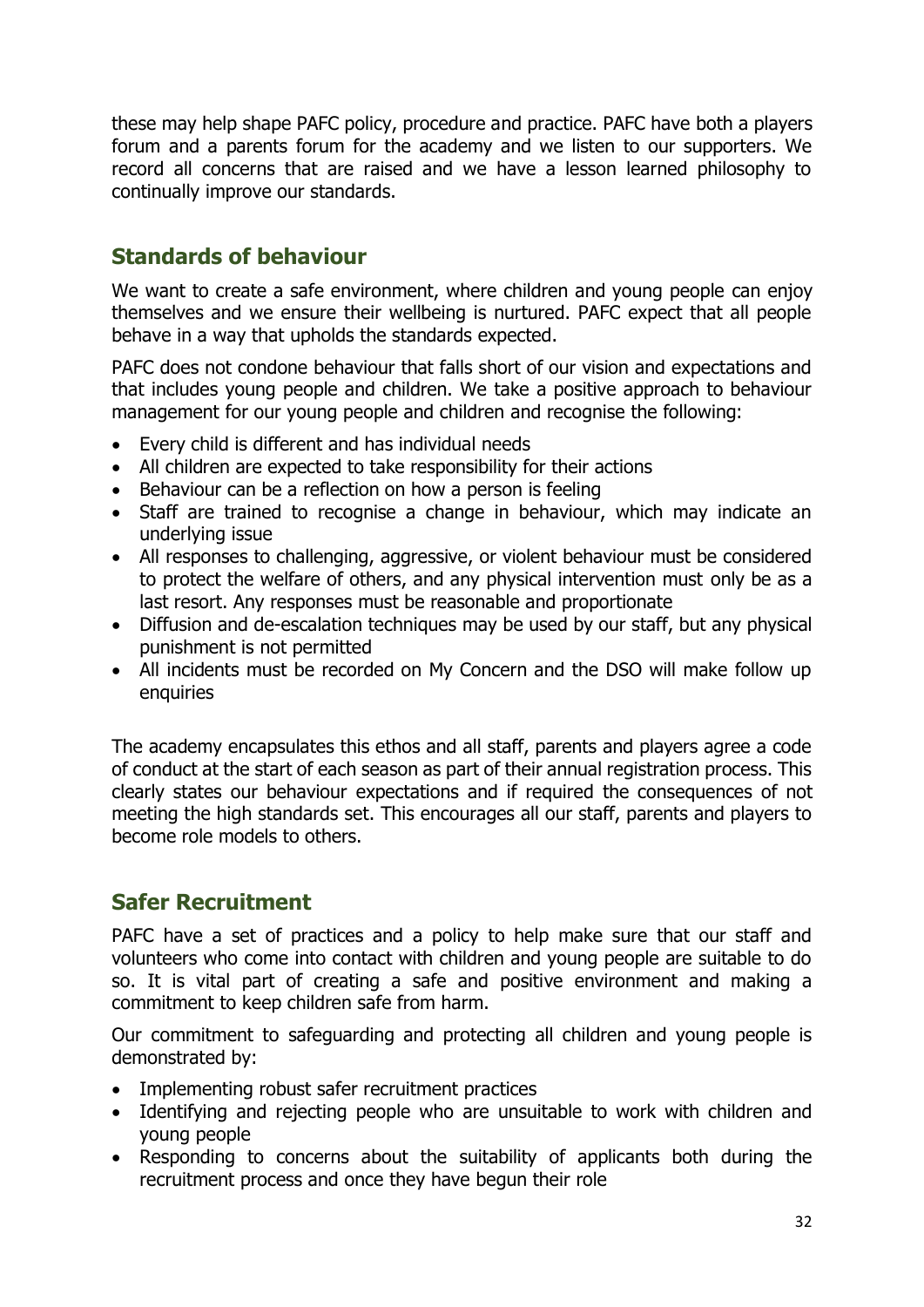these may help shape PAFC policy, procedure and practice. PAFC have both a players forum and a parents forum for the academy and we listen to our supporters. We record all concerns that are raised and we have a lesson learned philosophy to continually improve our standards.

## Standards of behaviour

We want to create a safe environment, where children and young people can enjoy themselves and we ensure their wellbeing is nurtured. PAFC expect that all people behave in a way that upholds the standards expected.

PAFC does not condone behaviour that falls short of our vision and expectations and that includes young people and children. We take a positive approach to behaviour management for our young people and children and recognise the following:

- Every child is different and has individual needs
- All children are expected to take responsibility for their actions
- Behaviour can be a reflection on how a person is feeling
- Staff are trained to recognise a change in behaviour, which may indicate an underlying issue
- All responses to challenging, aggressive, or violent behaviour must be considered to protect the welfare of others, and any physical intervention must only be as a last resort. Any responses must be reasonable and proportionate
- Diffusion and de-escalation techniques may be used by our staff, but any physical punishment is not permitted
- All incidents must be recorded on My Concern and the DSO will make follow up enquiries

The academy encapsulates this ethos and all staff, parents and players agree a code of conduct at the start of each season as part of their annual registration process. This clearly states our behaviour expectations and if required the consequences of not meeting the high standards set. This encourages all our staff, parents and players to become role models to others.

## Safer Recruitment

PAFC have a set of practices and a policy to help make sure that our staff and volunteers who come into contact with children and young people are suitable to do so. It is vital part of creating a safe and positive environment and making a commitment to keep children safe from harm.

Our commitment to safeguarding and protecting all children and young people is demonstrated by:

- Implementing robust safer recruitment practices
- Identifying and rejecting people who are unsuitable to work with children and young people
- Responding to concerns about the suitability of applicants both during the recruitment process and once they have begun their role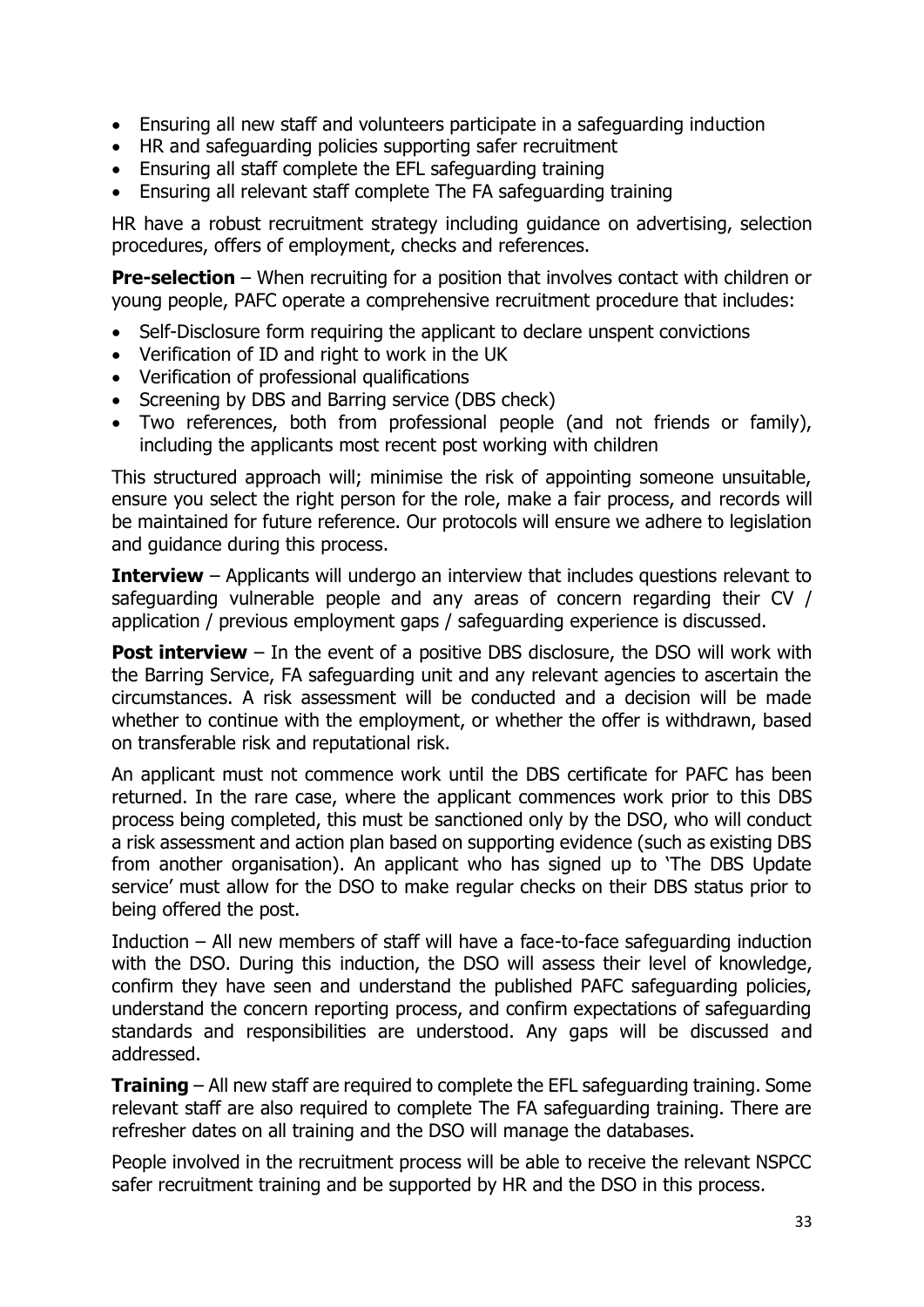- Ensuring all new staff and volunteers participate in a safeguarding induction
- HR and safeguarding policies supporting safer recruitment
- Ensuring all staff complete the EFL safeguarding training
- Ensuring all relevant staff complete The FA safeguarding training

HR have a robust recruitment strategy including guidance on advertising, selection procedures, offers of employment, checks and references.

**Pre-selection** – When recruiting for a position that involves contact with children or young people, PAFC operate a comprehensive recruitment procedure that includes:

- Self-Disclosure form requiring the applicant to declare unspent convictions
- Verification of ID and right to work in the UK
- Verification of professional qualifications
- Screening by DBS and Barring service (DBS check)
- Two references, both from professional people (and not friends or family), including the applicants most recent post working with children

This structured approach will; minimise the risk of appointing someone unsuitable, ensure you select the right person for the role, make a fair process, and records will be maintained for future reference. Our protocols will ensure we adhere to legislation and guidance during this process.

**Interview** – Applicants will undergo an interview that includes questions relevant to safeguarding vulnerable people and any areas of concern regarding their CV / application / previous employment gaps / safeguarding experience is discussed.

**Post interview** – In the event of a positive DBS disclosure, the DSO will work with the Barring Service, FA safeguarding unit and any relevant agencies to ascertain the circumstances. A risk assessment will be conducted and a decision will be made whether to continue with the employment, or whether the offer is withdrawn, based on transferable risk and reputational risk.

An applicant must not commence work until the DBS certificate for PAFC has been returned. In the rare case, where the applicant commences work prior to this DBS process being completed, this must be sanctioned only by the DSO, who will conduct a risk assessment and action plan based on supporting evidence (such as existing DBS from another organisation). An applicant who has signed up to 'The DBS Update service' must allow for the DSO to make regular checks on their DBS status prior to being offered the post.

Induction – All new members of staff will have a face-to-face safeguarding induction with the DSO. During this induction, the DSO will assess their level of knowledge, confirm they have seen and understand the published PAFC safeguarding policies, understand the concern reporting process, and confirm expectations of safeguarding standards and responsibilities are understood. Any gaps will be discussed and addressed.

**Training** – All new staff are required to complete the EFL safeguarding training. Some relevant staff are also required to complete The FA safeguarding training. There are refresher dates on all training and the DSO will manage the databases.

People involved in the recruitment process will be able to receive the relevant NSPCC safer recruitment training and be supported by HR and the DSO in this process.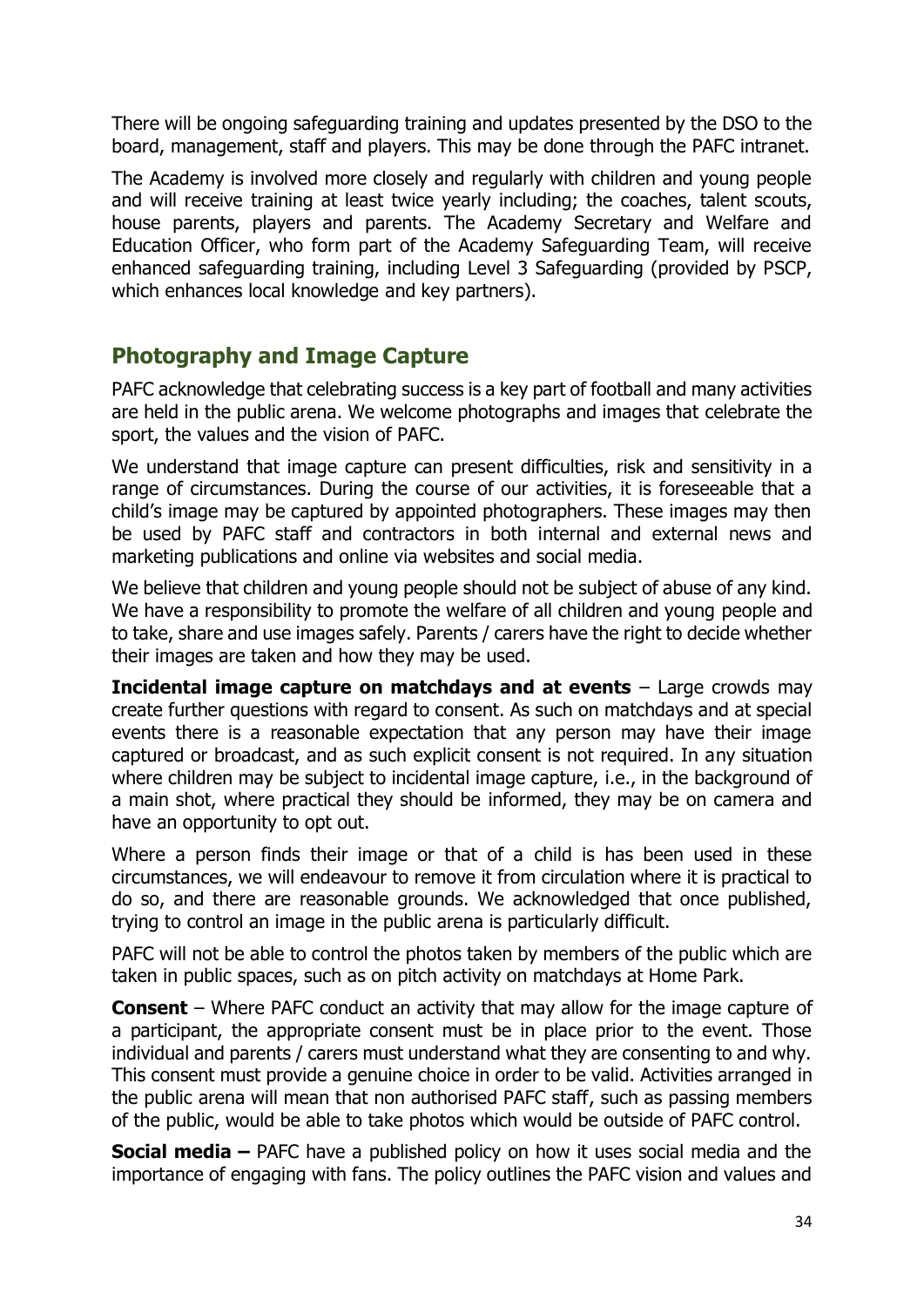There will be ongoing safeguarding training and updates presented by the DSO to the board, management, staff and players. This may be done through the PAFC intranet.

The Academy is involved more closely and regularly with children and young people and will receive training at least twice yearly including; the coaches, talent scouts, house parents, players and parents. The Academy Secretary and Welfare and Education Officer, who form part of the Academy Safeguarding Team, will receive enhanced safeguarding training, including Level 3 Safeguarding (provided by PSCP, which enhances local knowledge and key partners).

## Photography and Image Capture

PAFC acknowledge that celebrating success is a key part of football and many activities are held in the public arena. We welcome photographs and images that celebrate the sport, the values and the vision of PAFC.

We understand that image capture can present difficulties, risk and sensitivity in a range of circumstances. During the course of our activities, it is foreseeable that a child's image may be captured by appointed photographers. These images may then be used by PAFC staff and contractors in both internal and external news and marketing publications and online via websites and social media.

We believe that children and young people should not be subject of abuse of any kind. We have a responsibility to promote the welfare of all children and young people and to take, share and use images safely. Parents / carers have the right to decide whether their images are taken and how they may be used.

**Incidental image capture on matchdays and at events** – Large crowds may create further questions with regard to consent. As such on matchdays and at special events there is a reasonable expectation that any person may have their image captured or broadcast, and as such explicit consent is not required. In any situation where children may be subject to incidental image capture, i.e., in the background of a main shot, where practical they should be informed, they may be on camera and have an opportunity to opt out.

Where a person finds their image or that of a child is has been used in these circumstances, we will endeavour to remove it from circulation where it is practical to do so, and there are reasonable grounds. We acknowledged that once published, trying to control an image in the public arena is particularly difficult.

PAFC will not be able to control the photos taken by members of the public which are taken in public spaces, such as on pitch activity on matchdays at Home Park.

**Consent** – Where PAFC conduct an activity that may allow for the image capture of a participant, the appropriate consent must be in place prior to the event. Those individual and parents / carers must understand what they are consenting to and why. This consent must provide a genuine choice in order to be valid. Activities arranged in the public arena will mean that non authorised PAFC staff, such as passing members of the public, would be able to take photos which would be outside of PAFC control.

**Social media –** PAFC have a published policy on how it uses social media and the importance of engaging with fans. The policy outlines the PAFC vision and values and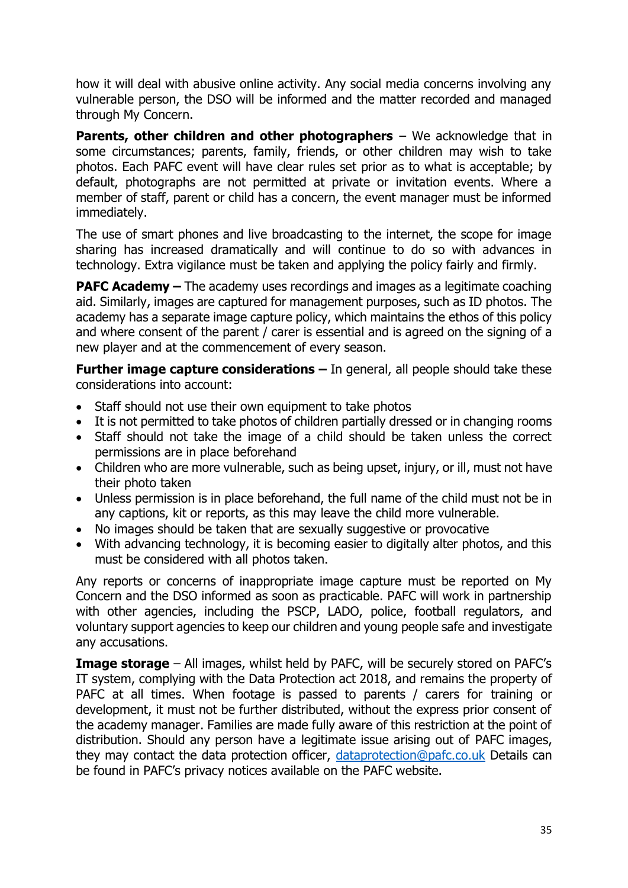how it will deal with abusive online activity. Any social media concerns involving any vulnerable person, the DSO will be informed and the matter recorded and managed through My Concern.

**Parents, other children and other photographers** – We acknowledge that in some circumstances; parents, family, friends, or other children may wish to take photos. Each PAFC event will have clear rules set prior as to what is acceptable; by default, photographs are not permitted at private or invitation events. Where a member of staff, parent or child has a concern, the event manager must be informed immediately.

The use of smart phones and live broadcasting to the internet, the scope for image sharing has increased dramatically and will continue to do so with advances in technology. Extra vigilance must be taken and applying the policy fairly and firmly.

**PAFC Academy –** The academy uses recordings and images as a legitimate coaching aid. Similarly, images are captured for management purposes, such as ID photos. The academy has a separate image capture policy, which maintains the ethos of this policy and where consent of the parent / carer is essential and is agreed on the signing of a new player and at the commencement of every season.

**Further image capture considerations –** In general, all people should take these considerations into account:

- Staff should not use their own equipment to take photos
- It is not permitted to take photos of children partially dressed or in changing rooms
- Staff should not take the image of a child should be taken unless the correct permissions are in place beforehand
- Children who are more vulnerable, such as being upset, injury, or ill, must not have their photo taken
- Unless permission is in place beforehand, the full name of the child must not be in any captions, kit or reports, as this may leave the child more vulnerable.
- No images should be taken that are sexually suggestive or provocative
- With advancing technology, it is becoming easier to digitally alter photos, and this must be considered with all photos taken.

Any reports or concerns of inappropriate image capture must be reported on My Concern and the DSO informed as soon as practicable. PAFC will work in partnership with other agencies, including the PSCP, LADO, police, football regulators, and voluntary support agencies to keep our children and young people safe and investigate any accusations.

**Image storage** – All images, whilst held by PAFC, will be securely stored on PAFC's IT system, complying with the Data Protection act 2018, and remains the property of PAFC at all times. When footage is passed to parents / carers for training or development, it must not be further distributed, without the express prior consent of the academy manager. Families are made fully aware of this restriction at the point of distribution. Should any person have a legitimate issue arising out of PAFC images, they may contact the data protection officer, dataprotection@pafc.co.uk Details can be found in PAFC's privacy notices available on the PAFC website.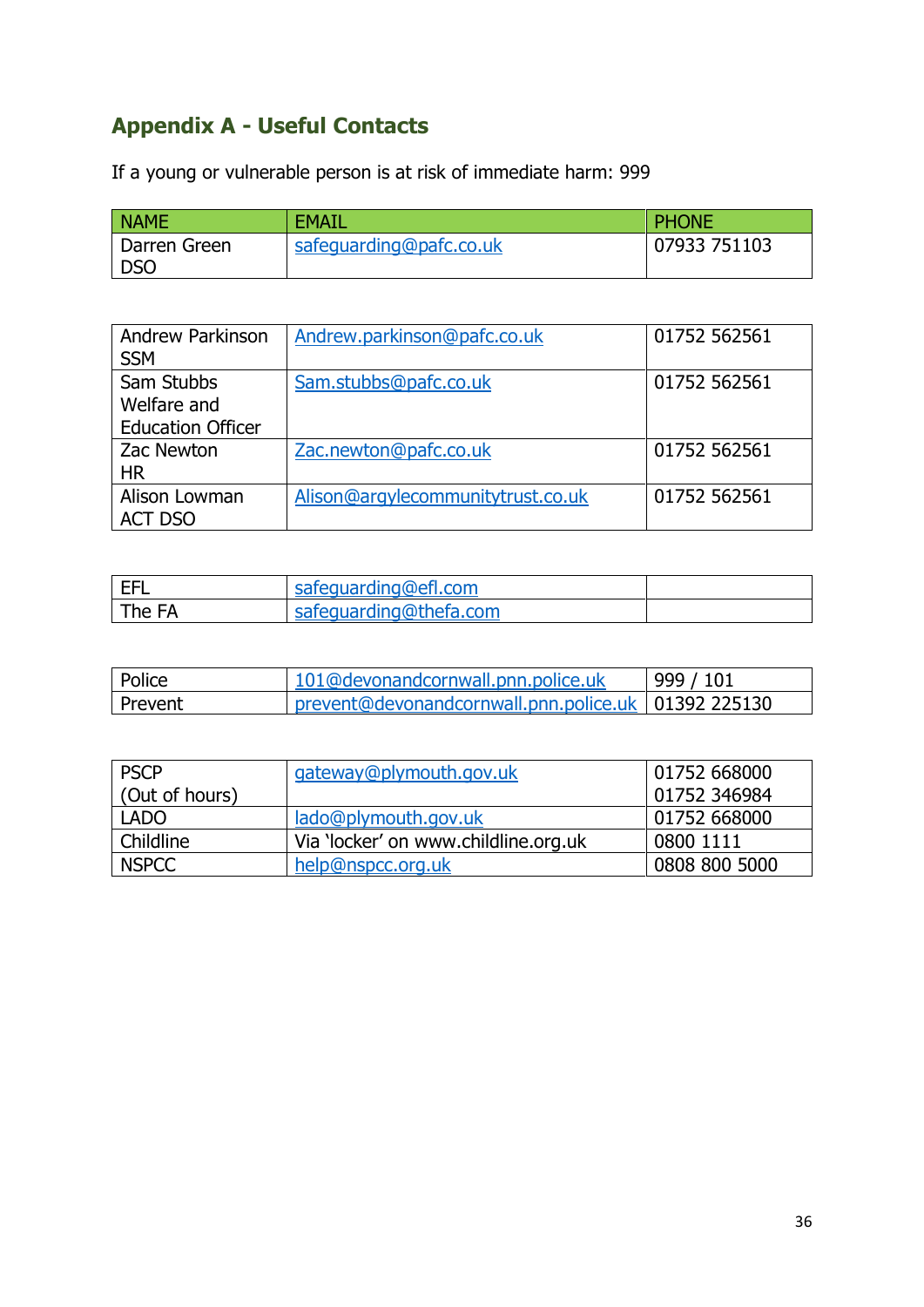## Appendix A - Useful Contacts

If a young or vulnerable person is at risk of immediate harm: 999

| NAME | EMAIL | PHONE |
|---|---|---|
| Darren Green DSO | safeguarding@pafc.co.uk | 07933 751103 |

| | | |
|---|---|---|
| Andrew Parkinson SSM | Andrew.parkinson@pafc.co.uk | 01752 562561 |
| Sam Stubbs Welfare and Education Officer | Sam.stubbs@pafc.co.uk | 01752 562561 |
| Zac Newton HR | Zac.newton@pafc.co.uk | 01752 562561 |
| Alison Lowman ACT DSO | Alison@argylecommunitytrust.co.uk | 01752 562561 |

| | | |
|---|---|---|
| EFL | safeguarding@efl.com | |
| The FA | safeguarding@thefa.com | |

| | | |
|---|---|---|
| Police | 101@devonandcornwall.pnn.police.uk | 999 / 101 |
| Prevent | prevent@devonandcornwall.pnn.police.uk | 01392 225130 |

| | | |
|---|---|---|
| PSCP (Out of hours) | gateway@plymouth.gov.uk | 01752 668000 01752 346984 |
| LADO | lado@plymouth.gov.uk | 01752 668000 |
| Childline | Via 'locker' on www.childline.org.uk | 0800 1111 |
| NSPCC | help@nspcc.org.uk | 0808 800 5000 |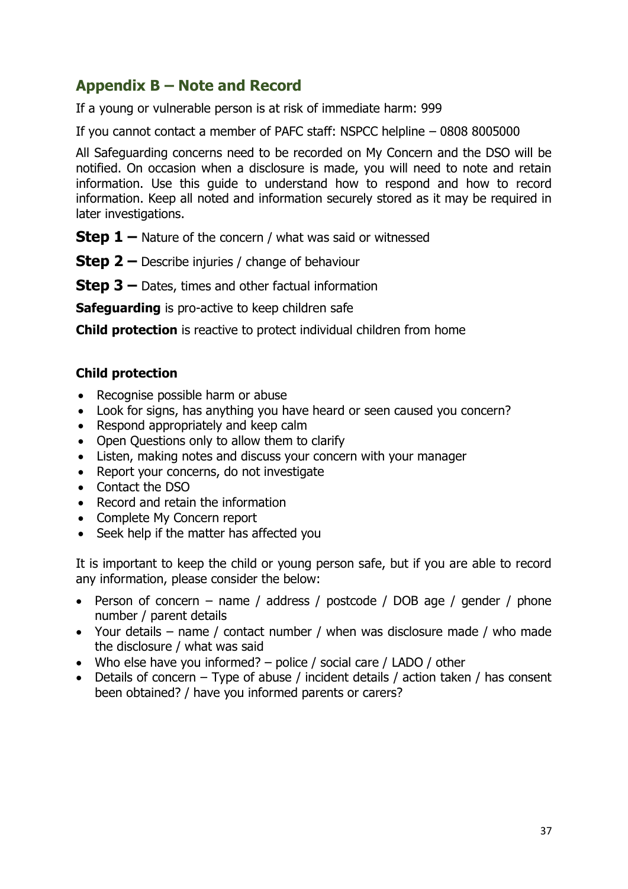## Appendix B – Note and Record

If a young or vulnerable person is at risk of immediate harm: 999

If you cannot contact a member of PAFC staff: NSPCC helpline – 0808 8005000

All Safeguarding concerns need to be recorded on My Concern and the DSO will be notified. On occasion when a disclosure is made, you will need to note and retain information. Use this guide to understand how to respond and how to record information. Keep all noted and information securely stored as it may be required in later investigations.

**Step 1 –** Nature of the concern / what was said or witnessed

**Step 2 –** Describe injuries / change of behaviour

**Step 3 –** Dates, times and other factual information

**Safeguarding** is pro-active to keep children safe

**Child protection** is reactive to protect individual children from home

**Child protection**

- Recognise possible harm or abuse
- Look for signs, has anything you have heard or seen caused you concern?
- Respond appropriately and keep calm
- Open Questions only to allow them to clarify
- Listen, making notes and discuss your concern with your manager
- Report your concerns, do not investigate
- Contact the DSO
- Record and retain the information
- Complete My Concern report
- Seek help if the matter has affected you

It is important to keep the child or young person safe, but if you are able to record any information, please consider the below:

- Person of concern – name / address / postcode / DOB age / gender / phone number / parent details
- Your details – name / contact number / when was disclosure made / who made the disclosure / what was said
- Who else have you informed? – police / social care / LADO / other
- Details of concern – Type of abuse / incident details / action taken / has consent been obtained? / have you informed parents or carers?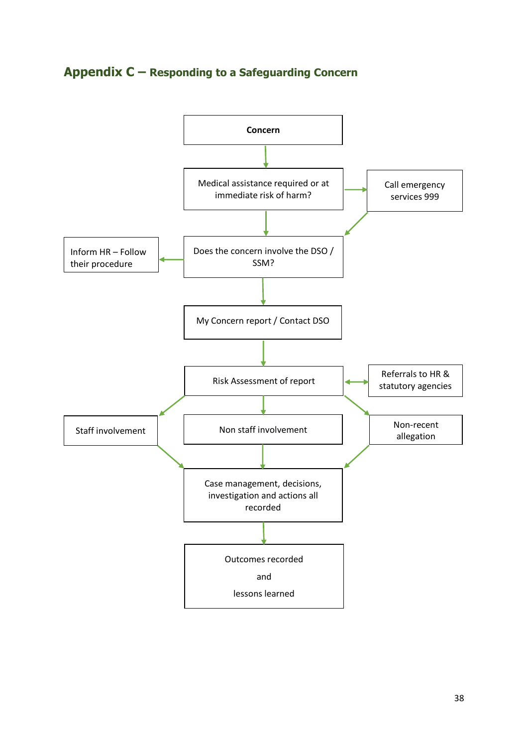# Appendix C – Responding to a Safeguarding Concern

Concern

Medical assistance required or at immediate risk of harm?

Call emergency services 999

Does the concern involve the DSO / SSM?

Inform HR – Follow their procedure

My Concern report / Contact DSO

Risk Assessment of report

Referrals to HR & statutory agencies

Staff involvement

Non staff involvement

Non-recent allegation

Case management, decisions, investigation and actions all recorded

Outcomes recorded

and

lessons learned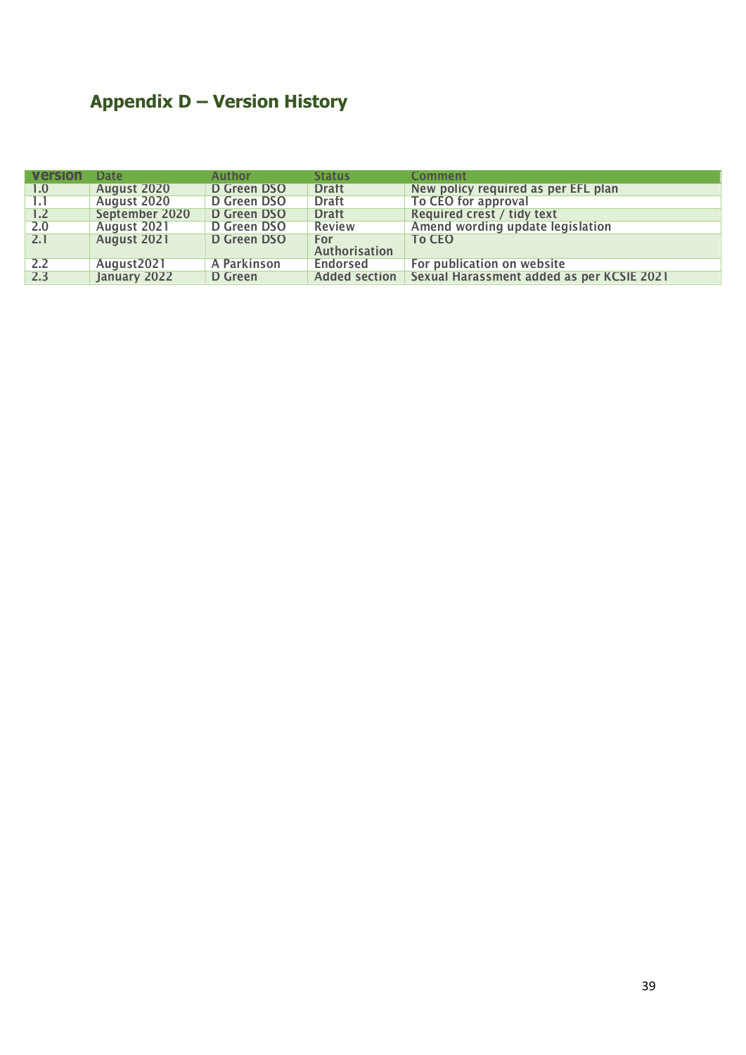## Appendix D – Version History

| Version | Date | Author | Status | Comment |
|---|---|---|---|---|
| 1.0 | August 2020 | D Green DSO | Draft | New policy required as per EFL plan |
| 1.1 | August 2020 | D Green DSO | Draft | To CEO for approval |
| 1.2 | September 2020 | D Green DSO | Draft | Required crest / tidy text |
| 2.0 | August 2021 | D Green DSO | Review | Amend wording update legislation |
| 2.1 | August 2021 | D Green DSO | For Authorisation | To CEO |
| 2.2 | August2021 | A Parkinson | Endorsed | For publication on website |
| 2.3 | January 2022 | D Green | Added section | Sexual Harassment added as per KCSIE 2021 |